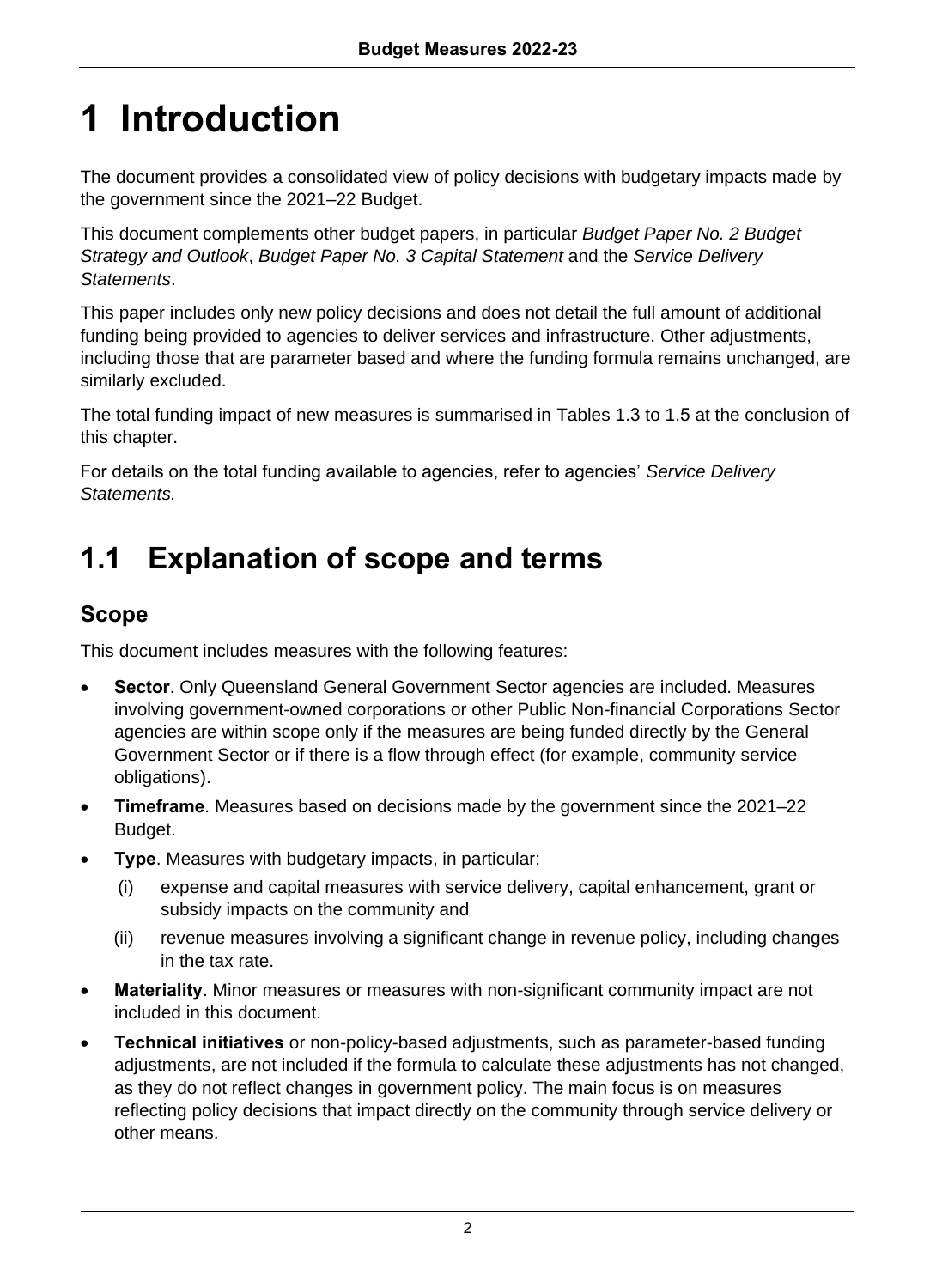# 1 Introduction

The document provides a consolidated view of policy decisions with budgetary impacts made by the government since the 2021–22 Budget.

This document complements other budget papers, in particular *Budget Paper No. 2 Budget Strategy and Outlook*, *Budget Paper No. 3 Capital Statement* and the *Service Delivery Statements*.

This paper includes only new policy decisions and does not detail the full amount of additional funding being provided to agencies to deliver services and infrastructure. Other adjustments, including those that are parameter based and where the funding formula remains unchanged, are similarly excluded.

The total funding impact of new measures is summarised in Tables 1.3 to 1.5 at the conclusion of this chapter.

For details on the total funding available to agencies, refer to agencies' *Service Delivery Statements.*

## 1.1 Explanation of scope and terms

### Scope

This document includes measures with the following features:

- **Sector**. Only Queensland General Government Sector agencies are included. Measures involving government-owned corporations or other Public Non-financial Corporations Sector agencies are within scope only if the measures are being funded directly by the General Government Sector or if there is a flow through effect (for example, community service obligations).
- **Timeframe**. Measures based on decisions made by the government since the 2021–22 Budget.
- **Type**. Measures with budgetary impacts, in particular:
  - (i) expense and capital measures with service delivery, capital enhancement, grant or subsidy impacts on the community and
  - (ii) revenue measures involving a significant change in revenue policy, including changes in the tax rate.
- **Materiality**. Minor measures or measures with non-significant community impact are not included in this document.
- **Technical initiatives** or non-policy-based adjustments, such as parameter-based funding adjustments, are not included if the formula to calculate these adjustments has not changed, as they do not reflect changes in government policy. The main focus is on measures reflecting policy decisions that impact directly on the community through service delivery or other means.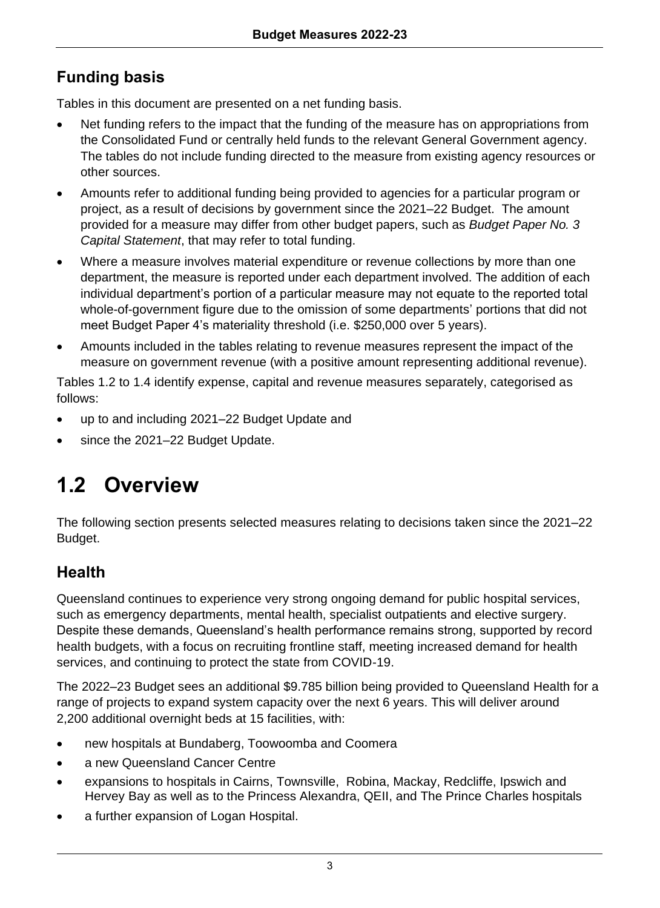## Funding basis

Tables in this document are presented on a net funding basis.

- Net funding refers to the impact that the funding of the measure has on appropriations from the Consolidated Fund or centrally held funds to the relevant General Government agency. The tables do not include funding directed to the measure from existing agency resources or other sources.
- Amounts refer to additional funding being provided to agencies for a particular program or project, as a result of decisions by government since the 2021–22 Budget. The amount provided for a measure may differ from other budget papers, such as *Budget Paper No. 3 Capital Statement*, that may refer to total funding.
- Where a measure involves material expenditure or revenue collections by more than one department, the measure is reported under each department involved. The addition of each individual department's portion of a particular measure may not equate to the reported total whole-of-government figure due to the omission of some departments' portions that did not meet Budget Paper 4's materiality threshold (i.e. $250,000 over 5 years).
- Amounts included in the tables relating to revenue measures represent the impact of the measure on government revenue (with a positive amount representing additional revenue).

Tables 1.2 to 1.4 identify expense, capital and revenue measures separately, categorised as follows:

- up to and including 2021–22 Budget Update and
- since the 2021–22 Budget Update.

# 1.2 Overview

The following section presents selected measures relating to decisions taken since the 2021–22 Budget.

## Health

Queensland continues to experience very strong ongoing demand for public hospital services, such as emergency departments, mental health, specialist outpatients and elective surgery. Despite these demands, Queensland's health performance remains strong, supported by record health budgets, with a focus on recruiting frontline staff, meeting increased demand for health services, and continuing to protect the state from COVID-19.

The 2022–23 Budget sees an additional $9.785 billion being provided to Queensland Health for a range of projects to expand system capacity over the next 6 years. This will deliver around 2,200 additional overnight beds at 15 facilities, with:

- new hospitals at Bundaberg, Toowoomba and Coomera
- a new Queensland Cancer Centre
- expansions to hospitals in Cairns, Townsville, Robina, Mackay, Redcliffe, Ipswich and Hervey Bay as well as to the Princess Alexandra, QEII, and The Prince Charles hospitals
- a further expansion of Logan Hospital.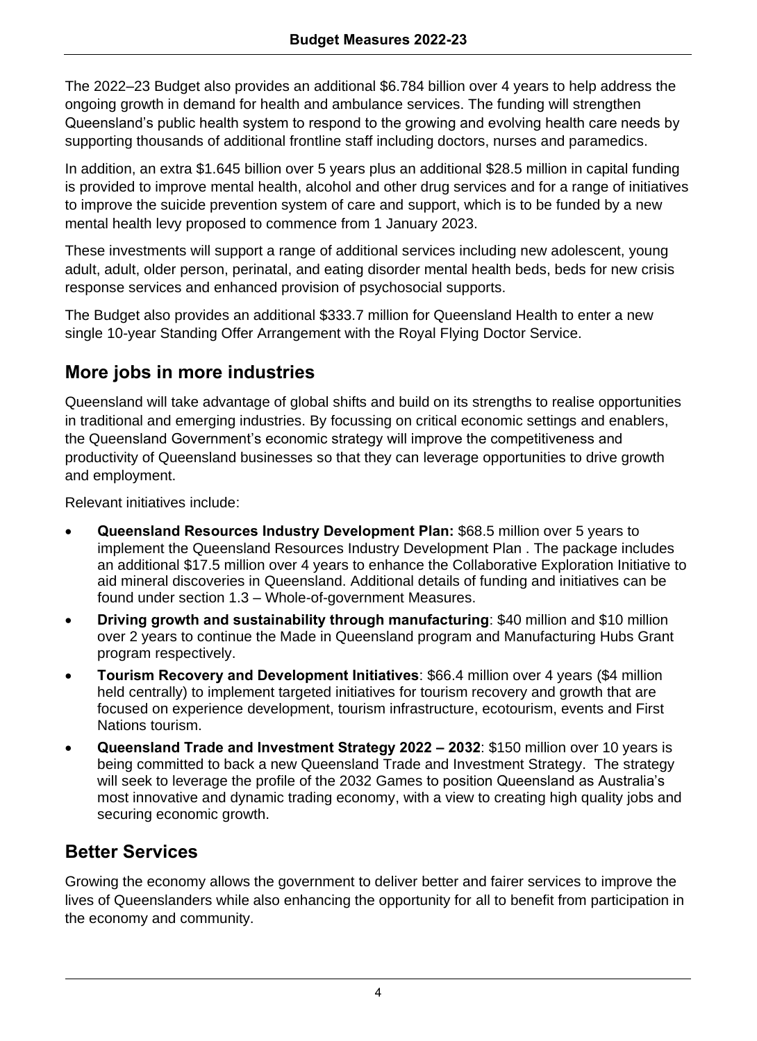The 2022–23 Budget also provides an additional $6.784 billion over 4 years to help address the ongoing growth in demand for health and ambulance services. The funding will strengthen Queensland's public health system to respond to the growing and evolving health care needs by supporting thousands of additional frontline staff including doctors, nurses and paramedics.

In addition, an extra $1.645 billion over 5 years plus an additional $28.5 million in capital funding is provided to improve mental health, alcohol and other drug services and for a range of initiatives to improve the suicide prevention system of care and support, which is to be funded by a new mental health levy proposed to commence from 1 January 2023.

These investments will support a range of additional services including new adolescent, young adult, adult, older person, perinatal, and eating disorder mental health beds, beds for new crisis response services and enhanced provision of psychosocial supports.

The Budget also provides an additional $333.7 million for Queensland Health to enter a new single 10-year Standing Offer Arrangement with the Royal Flying Doctor Service.

## More jobs in more industries

Queensland will take advantage of global shifts and build on its strengths to realise opportunities in traditional and emerging industries. By focussing on critical economic settings and enablers, the Queensland Government's economic strategy will improve the competitiveness and productivity of Queensland businesses so that they can leverage opportunities to drive growth and employment.

Relevant initiatives include:

- **Queensland Resources Industry Development Plan:** $68.5 million over 5 years to implement the Queensland Resources Industry Development Plan . The package includes an additional $17.5 million over 4 years to enhance the Collaborative Exploration Initiative to aid mineral discoveries in Queensland. Additional details of funding and initiatives can be found under section 1.3 – Whole-of-government Measures.
- **Driving growth and sustainability through manufacturing**: $40 million and $10 million over 2 years to continue the Made in Queensland program and Manufacturing Hubs Grant program respectively.
- **Tourism Recovery and Development Initiatives**: $66.4 million over 4 years ($4 million held centrally) to implement targeted initiatives for tourism recovery and growth that are focused on experience development, tourism infrastructure, ecotourism, events and First Nations tourism.
- **Queensland Trade and Investment Strategy 2022 – 2032**: $150 million over 10 years is being committed to back a new Queensland Trade and Investment Strategy. The strategy will seek to leverage the profile of the 2032 Games to position Queensland as Australia's most innovative and dynamic trading economy, with a view to creating high quality jobs and securing economic growth.

## Better Services

Growing the economy allows the government to deliver better and fairer services to improve the lives of Queenslanders while also enhancing the opportunity for all to benefit from participation in the economy and community.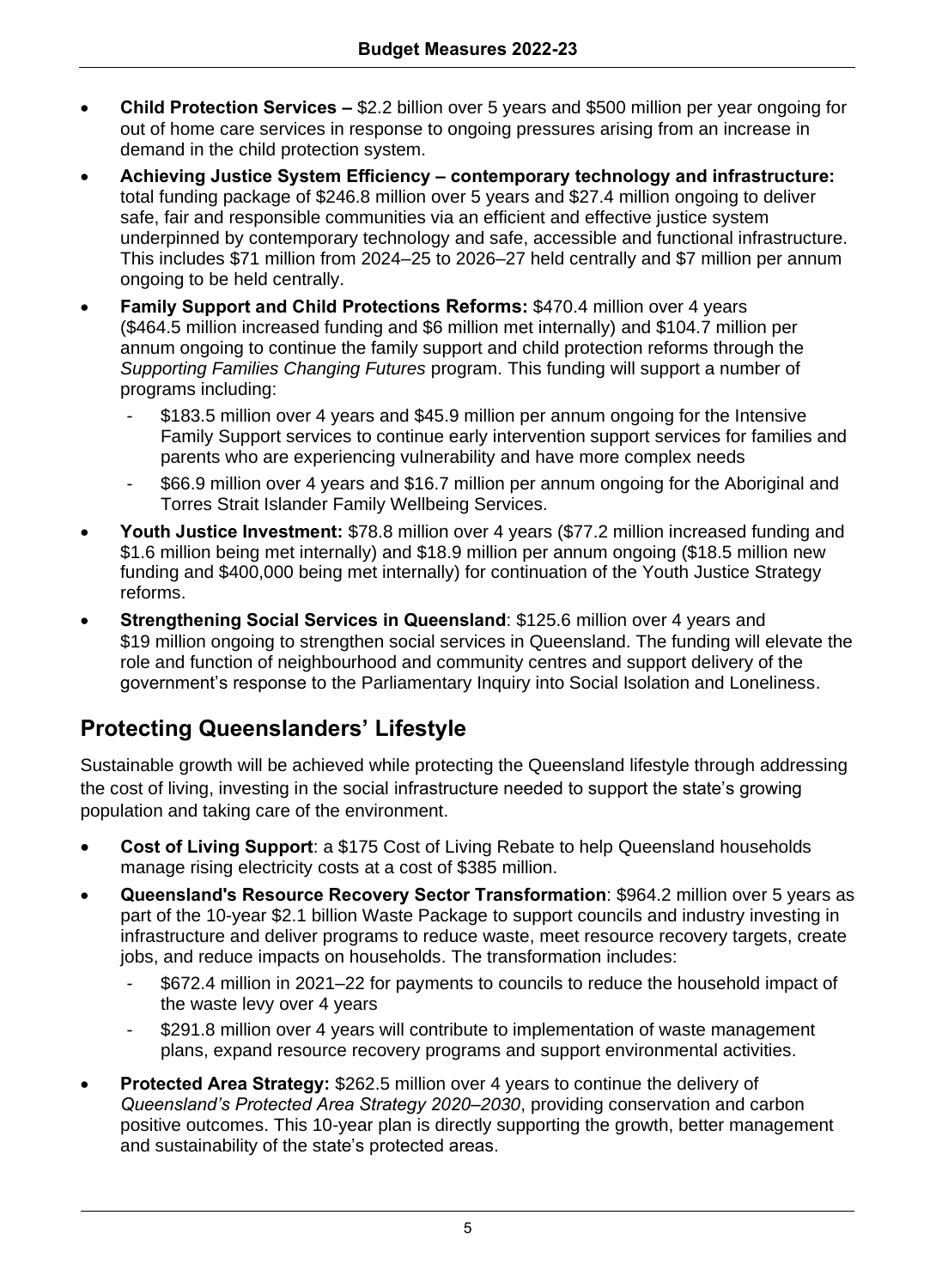- **Child Protection Services –** $2.2 billion over 5 years and $500 million per year ongoing for out of home care services in response to ongoing pressures arising from an increase in demand in the child protection system.
- **Achieving Justice System Efficiency – contemporary technology and infrastructure:** total funding package of $246.8 million over 5 years and $27.4 million ongoing to deliver safe, fair and responsible communities via an efficient and effective justice system underpinned by contemporary technology and safe, accessible and functional infrastructure. This includes $71 million from 2024–25 to 2026–27 held centrally and $7 million per annum ongoing to be held centrally.
- **Family Support and Child Protections Reforms:** $470.4 million over 4 years ($464.5 million increased funding and $6 million met internally) and $104.7 million per annum ongoing to continue the family support and child protection reforms through the *Supporting Families Changing Futures* program. This funding will support a number of programs including:
  - $183.5 million over 4 years and $45.9 million per annum ongoing for the Intensive Family Support services to continue early intervention support services for families and parents who are experiencing vulnerability and have more complex needs
  - $66.9 million over 4 years and $16.7 million per annum ongoing for the Aboriginal and Torres Strait Islander Family Wellbeing Services.
- **Youth Justice Investment:** $78.8 million over 4 years ($77.2 million increased funding and $1.6 million being met internally) and $18.9 million per annum ongoing ($18.5 million new funding and $400,000 being met internally) for continuation of the Youth Justice Strategy reforms.
- **Strengthening Social Services in Queensland**: $125.6 million over 4 years and $19 million ongoing to strengthen social services in Queensland. The funding will elevate the role and function of neighbourhood and community centres and support delivery of the government's response to the Parliamentary Inquiry into Social Isolation and Loneliness.

## Protecting Queenslanders' Lifestyle

Sustainable growth will be achieved while protecting the Queensland lifestyle through addressing the cost of living, investing in the social infrastructure needed to support the state's growing population and taking care of the environment.

- **Cost of Living Support**: a $175 Cost of Living Rebate to help Queensland households manage rising electricity costs at a cost of $385 million.
- **Queensland's Resource Recovery Sector Transformation**: $964.2 million over 5 years as part of the 10-year $2.1 billion Waste Package to support councils and industry investing in infrastructure and deliver programs to reduce waste, meet resource recovery targets, create jobs, and reduce impacts on households. The transformation includes:
  - $672.4 million in 2021–22 for payments to councils to reduce the household impact of the waste levy over 4 years
  - $291.8 million over 4 years will contribute to implementation of waste management plans, expand resource recovery programs and support environmental activities.
- **Protected Area Strategy:** $262.5 million over 4 years to continue the delivery of *Queensland's Protected Area Strategy 2020–2030*, providing conservation and carbon positive outcomes. This 10-year plan is directly supporting the growth, better management and sustainability of the state's protected areas.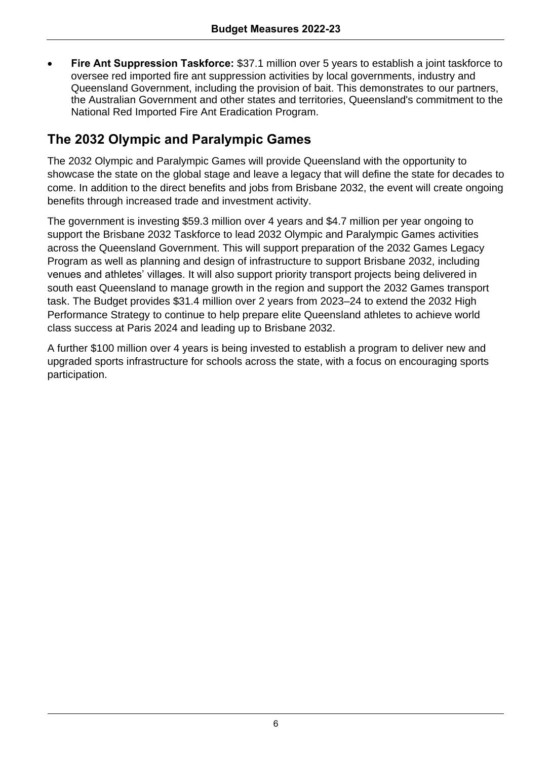- **Fire Ant Suppression Taskforce:** $37.1 million over 5 years to establish a joint taskforce to oversee red imported fire ant suppression activities by local governments, industry and Queensland Government, including the provision of bait. This demonstrates to our partners, the Australian Government and other states and territories, Queensland's commitment to the National Red Imported Fire Ant Eradication Program.

## The 2032 Olympic and Paralympic Games

The 2032 Olympic and Paralympic Games will provide Queensland with the opportunity to showcase the state on the global stage and leave a legacy that will define the state for decades to come. In addition to the direct benefits and jobs from Brisbane 2032, the event will create ongoing benefits through increased trade and investment activity.

The government is investing $59.3 million over 4 years and $4.7 million per year ongoing to support the Brisbane 2032 Taskforce to lead 2032 Olympic and Paralympic Games activities across the Queensland Government. This will support preparation of the 2032 Games Legacy Program as well as planning and design of infrastructure to support Brisbane 2032, including venues and athletes' villages. It will also support priority transport projects being delivered in south east Queensland to manage growth in the region and support the 2032 Games transport task. The Budget provides $31.4 million over 2 years from 2023–24 to extend the 2032 High Performance Strategy to continue to help prepare elite Queensland athletes to achieve world class success at Paris 2024 and leading up to Brisbane 2032.

A further $100 million over 4 years is being invested to establish a program to deliver new and upgraded sports infrastructure for schools across the state, with a focus on encouraging sports participation.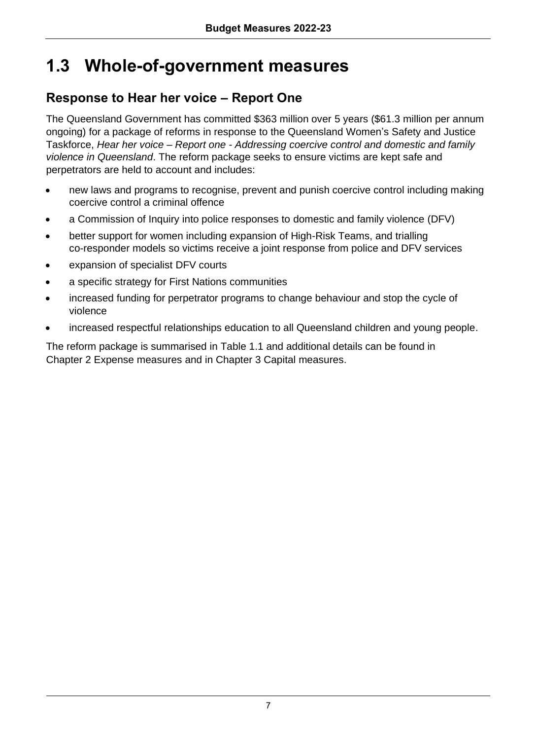# 1.3 Whole-of-government measures

## Response to Hear her voice – Report One

The Queensland Government has committed $363 million over 5 years ($61.3 million per annum ongoing) for a package of reforms in response to the Queensland Women's Safety and Justice Taskforce, *Hear her voice – Report one - Addressing coercive control and domestic and family violence in Queensland*. The reform package seeks to ensure victims are kept safe and perpetrators are held to account and includes:

- new laws and programs to recognise, prevent and punish coercive control including making coercive control a criminal offence
- a Commission of Inquiry into police responses to domestic and family violence (DFV)
- better support for women including expansion of High-Risk Teams, and trialling co-responder models so victims receive a joint response from police and DFV services
- expansion of specialist DFV courts
- a specific strategy for First Nations communities
- increased funding for perpetrator programs to change behaviour and stop the cycle of violence
- increased respectful relationships education to all Queensland children and young people.

The reform package is summarised in Table 1.1 and additional details can be found in Chapter 2 Expense measures and in Chapter 3 Capital measures.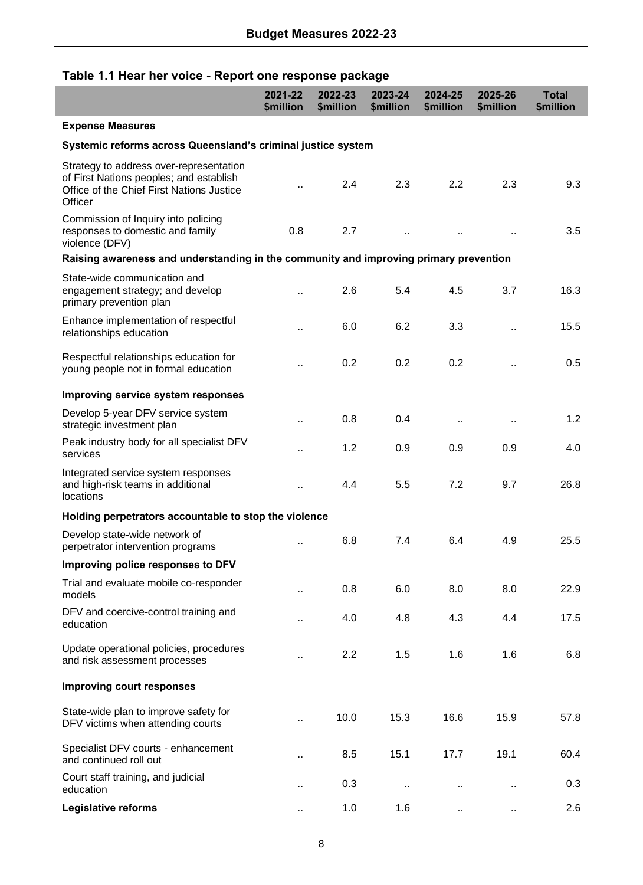## Table 1.1 Hear her voice - Report one response package

| | 2021-22 $million | 2022-23 $million | 2023-24 $million | 2024-25 $million | 2025-26 $million | Total $million |
|---|---|---|---|---|---|---|
| **Expense Measures** | | | | | | |
| **Systemic reforms across Queensland's criminal justice system** | | | | | | |
| Strategy to address over-representation of First Nations peoples; and establish Office of the Chief First Nations Justice Officer | .. | 2.4 | 2.3 | 2.2 | 2.3 | 9.3 |
| Commission of Inquiry into policing responses to domestic and family violence (DFV) | 0.8 | 2.7 | .. | .. | .. | 3.5 |
| **Raising awareness and understanding in the community and improving primary prevention** | | | | | | |
| State-wide communication and engagement strategy; and develop primary prevention plan | .. | 2.6 | 5.4 | 4.5 | 3.7 | 16.3 |
| Enhance implementation of respectful relationships education | .. | 6.0 | 6.2 | 3.3 | .. | 15.5 |
| Respectful relationships education for young people not in formal education | .. | 0.2 | 0.2 | 0.2 | .. | 0.5 |
| **Improving service system responses** | | | | | | |
| Develop 5-year DFV service system strategic investment plan | .. | 0.8 | 0.4 | .. | .. | 1.2 |
| Peak industry body for all specialist DFV services | .. | 1.2 | 0.9 | 0.9 | 0.9 | 4.0 |
| Integrated service system responses and high-risk teams in additional locations | .. | 4.4 | 5.5 | 7.2 | 9.7 | 26.8 |
| **Holding perpetrators accountable to stop the violence** | | | | | | |
| Develop state-wide network of perpetrator intervention programs | .. | 6.8 | 7.4 | 6.4 | 4.9 | 25.5 |
| **Improving police responses to DFV** | | | | | | |
| Trial and evaluate mobile co-responder models | .. | 0.8 | 6.0 | 8.0 | 8.0 | 22.9 |
| DFV and coercive-control training and education | .. | 4.0 | 4.8 | 4.3 | 4.4 | 17.5 |
| Update operational policies, procedures and risk assessment processes | .. | 2.2 | 1.5 | 1.6 | 1.6 | 6.8 |
| **Improving court responses** | | | | | | |
| State-wide plan to improve safety for DFV victims when attending courts | .. | 10.0 | 15.3 | 16.6 | 15.9 | 57.8 |
| Specialist DFV courts - enhancement and continued roll out | .. | 8.5 | 15.1 | 17.7 | 19.1 | 60.4 |
| Court staff training, and judicial education | .. | 0.3 | .. | .. | .. | 0.3 |
| **Legislative reforms** | .. | 1.0 | 1.6 | .. | .. | 2.6 |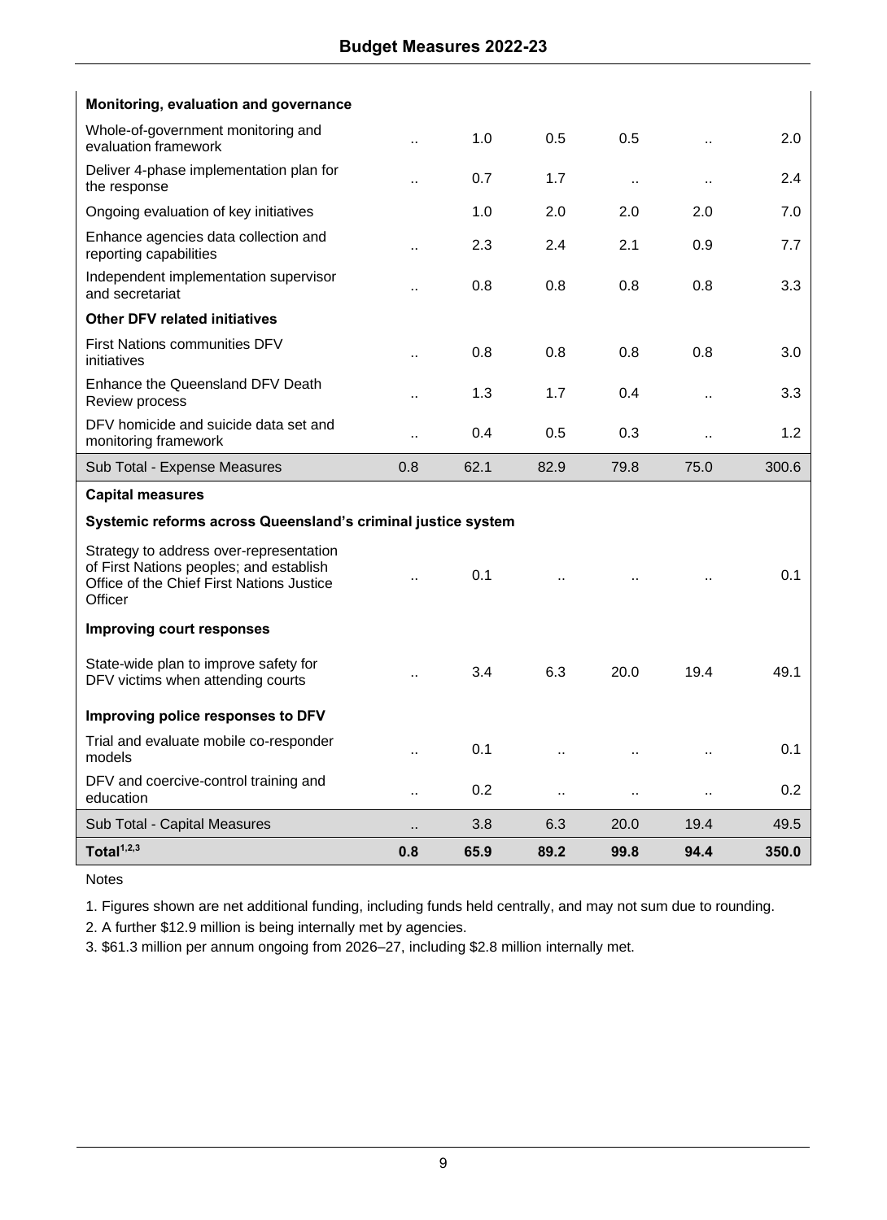| | | | | | | |
|---|---|---|---|---|---|---|
| **Monitoring, evaluation and governance** | | | | | | |
| Whole-of-government monitoring and evaluation framework | .. | 1.0 | 0.5 | 0.5 | .. | 2.0 |
| Deliver 4-phase implementation plan for the response | .. | 0.7 | 1.7 | .. | .. | 2.4 |
| Ongoing evaluation of key initiatives | | 1.0 | 2.0 | 2.0 | 2.0 | 7.0 |
| Enhance agencies data collection and reporting capabilities | .. | 2.3 | 2.4 | 2.1 | 0.9 | 7.7 |
| Independent implementation supervisor and secretariat | .. | 0.8 | 0.8 | 0.8 | 0.8 | 3.3 |
| **Other DFV related initiatives** | | | | | | |
| First Nations communities DFV initiatives | .. | 0.8 | 0.8 | 0.8 | 0.8 | 3.0 |
| Enhance the Queensland DFV Death Review process | .. | 1.3 | 1.7 | 0.4 | .. | 3.3 |
| DFV homicide and suicide data set and monitoring framework | .. | 0.4 | 0.5 | 0.3 | .. | 1.2 |
| Sub Total - Expense Measures | 0.8 | 62.1 | 82.9 | 79.8 | 75.0 | 300.6 |
| **Capital measures** | | | | | | |
| **Systemic reforms across Queensland's criminal justice system** | | | | | | |
| Strategy to address over-representation of First Nations peoples; and establish Office of the Chief First Nations Justice Officer | .. | 0.1 | .. | .. | .. | 0.1 |
| **Improving court responses** | | | | | | |
| State-wide plan to improve safety for DFV victims when attending courts | .. | 3.4 | 6.3 | 20.0 | 19.4 | 49.1 |
| **Improving police responses to DFV** | | | | | | |
| Trial and evaluate mobile co-responder models | .. | 0.1 | .. | .. | .. | 0.1 |
| DFV and coercive-control training and education | .. | 0.2 | .. | .. | .. | 0.2 |
| Sub Total - Capital Measures | .. | 3.8 | 6.3 | 20.0 | 19.4 | 49.5 |
| **Total[1,2,3]** | **0.8** | **65.9** | **89.2** | **99.8** | **94.4** | **350.0** |

Notes

1. Figures shown are net additional funding, including funds held centrally, and may not sum due to rounding.
2. A further $12.9 million is being internally met by agencies.
3. $61.3 million per annum ongoing from 2026–27, including $2.8 million internally met.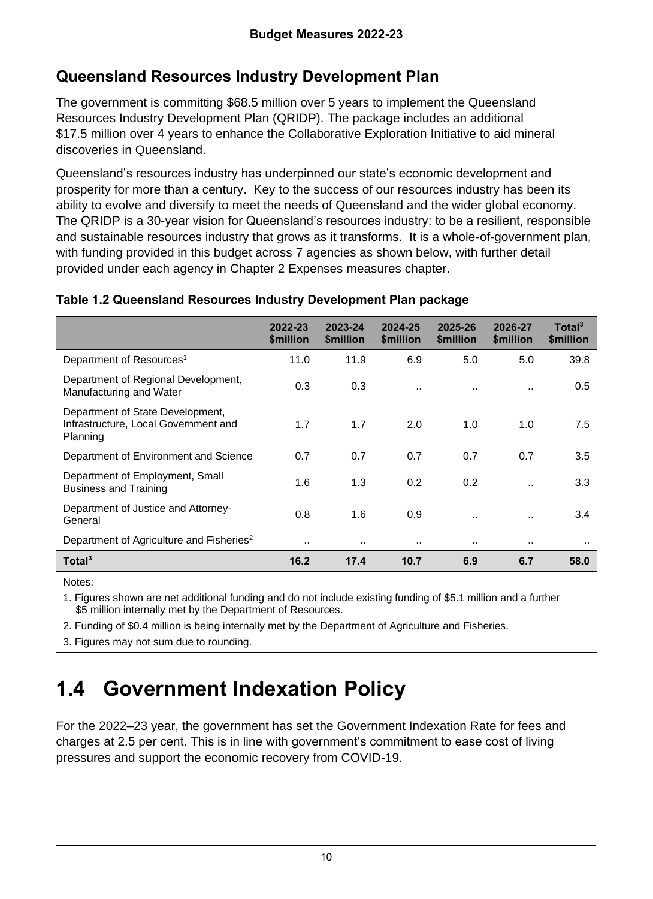## Queensland Resources Industry Development Plan

The government is committing $68.5 million over 5 years to implement the Queensland Resources Industry Development Plan (QRIDP). The package includes an additional $17.5 million over 4 years to enhance the Collaborative Exploration Initiative to aid mineral discoveries in Queensland.

Queensland's resources industry has underpinned our state's economic development and prosperity for more than a century. Key to the success of our resources industry has been its ability to evolve and diversify to meet the needs of Queensland and the wider global economy. The QRIDP is a 30-year vision for Queensland's resources industry: to be a resilient, responsible and sustainable resources industry that grows as it transforms. It is a whole-of-government plan, with funding provided in this budget across 7 agencies as shown below, with further detail provided under each agency in Chapter 2 Expenses measures chapter.

**Table 1.2 Queensland Resources Industry Development Plan package**

| | 2022-23 $million | 2023-24 $million | 2024-25 $million | 2025-26 $million | 2026-27 $million | Total[3] $million |
|---|---|---|---|---|---|---|
| Department of Resources[1] | 11.0 | 11.9 | 6.9 | 5.0 | 5.0 | 39.8 |
| Department of Regional Development, Manufacturing and Water | 0.3 | 0.3 | .. | .. | .. | 0.5 |
| Department of State Development, Infrastructure, Local Government and Planning | 1.7 | 1.7 | 2.0 | 1.0 | 1.0 | 7.5 |
| Department of Environment and Science | 0.7 | 0.7 | 0.7 | 0.7 | 0.7 | 3.5 |
| Department of Employment, Small Business and Training | 1.6 | 1.3 | 0.2 | 0.2 | .. | 3.3 |
| Department of Justice and Attorney-General | 0.8 | 1.6 | 0.9 | .. | .. | 3.4 |
| Department of Agriculture and Fisheries[2] | .. | .. | .. | .. | .. | .. |
| **Total[3]** | **16.2** | **17.4** | **10.7** | **6.9** | **6.7** | **58.0** |

Notes:

1. Figures shown are net additional funding and do not include existing funding of $5.1 million and a further $5 million internally met by the Department of Resources.
2. Funding of $0.4 million is being internally met by the Department of Agriculture and Fisheries.
3. Figures may not sum due to rounding.

# 1.4 Government Indexation Policy

For the 2022–23 year, the government has set the Government Indexation Rate for fees and charges at 2.5 per cent. This is in line with government's commitment to ease cost of living pressures and support the economic recovery from COVID-19.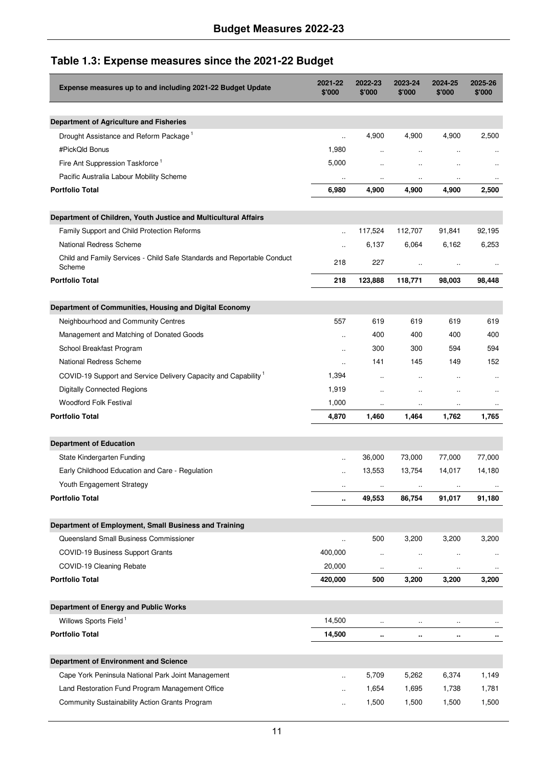## Table 1.3: Expense measures since the 2021-22 Budget

| Expense measures up to and including 2021-22 Budget Update | 2021-22 $'000 | 2022-23 $'000 | 2023-24 $'000 | 2024-25 $'000 | 2025-26 $'000 |
|---|---|---|---|---|---|
| **Department of Agriculture and Fisheries** | | | | | |
| Drought Assistance and Reform Package [1] | .. | 4,900 | 4,900 | 4,900 | 2,500 |
| #PickQld Bonus | 1,980 | .. | .. | .. | .. |
| Fire Ant Suppression Taskforce [1] | 5,000 | .. | .. | .. | .. |
| Pacific Australia Labour Mobility Scheme | .. | .. | .. | .. | .. |
| **Portfolio Total** | **6,980** | **4,900** | **4,900** | **4,900** | **2,500** |
| **Department of Children, Youth Justice and Multicultural Affairs** | | | | | |
| Family Support and Child Protection Reforms | .. | 117,524 | 112,707 | 91,841 | 92,195 |
| National Redress Scheme | .. | 6,137 | 6,064 | 6,162 | 6,253 |
| Child and Family Services - Child Safe Standards and Reportable Conduct Scheme | 218 | 227 | .. | .. | .. |
| **Portfolio Total** | **218** | **123,888** | **118,771** | **98,003** | **98,448** |
| **Department of Communities, Housing and Digital Economy** | | | | | |
| Neighbourhood and Community Centres | 557 | 619 | 619 | 619 | 619 |
| Management and Matching of Donated Goods | .. | 400 | 400 | 400 | 400 |
| School Breakfast Program | .. | 300 | 300 | 594 | 594 |
| National Redress Scheme | .. | 141 | 145 | 149 | 152 |
| COVID-19 Support and Service Delivery Capacity and Capability [1] | 1,394 | .. | .. | .. | .. |
| Digitally Connected Regions | 1,919 | .. | .. | .. | .. |
| Woodford Folk Festival | 1,000 | .. | .. | .. | .. |
| **Portfolio Total** | **4,870** | **1,460** | **1,464** | **1,762** | **1,765** |
| **Department of Education** | | | | | |
| State Kindergarten Funding | .. | 36,000 | 73,000 | 77,000 | 77,000 |
| Early Childhood Education and Care - Regulation | .. | 13,553 | 13,754 | 14,017 | 14,180 |
| Youth Engagement Strategy | .. | .. | .. | .. | .. |
| **Portfolio Total** | **..** | **49,553** | **86,754** | **91,017** | **91,180** |
| **Department of Employment, Small Business and Training** | | | | | |
| Queensland Small Business Commissioner | .. | 500 | 3,200 | 3,200 | 3,200 |
| COVID-19 Business Support Grants | 400,000 | .. | .. | .. | .. |
| COVID-19 Cleaning Rebate | 20,000 | .. | .. | .. | .. |
| **Portfolio Total** | **420,000** | **500** | **3,200** | **3,200** | **3,200** |
| **Department of Energy and Public Works** | | | | | |
| Willows Sports Field [1] | 14,500 | .. | .. | .. | .. |
| **Portfolio Total** | **14,500** | **..** | **..** | **..** | **..** |
| **Department of Environment and Science** | | | | | |
| Cape York Peninsula National Park Joint Management | .. | 5,709 | 5,262 | 6,374 | 1,149 |
| Land Restoration Fund Program Management Office | .. | 1,654 | 1,695 | 1,738 | 1,781 |
| Community Sustainability Action Grants Program | .. | 1,500 | 1,500 | 1,500 | 1,500 |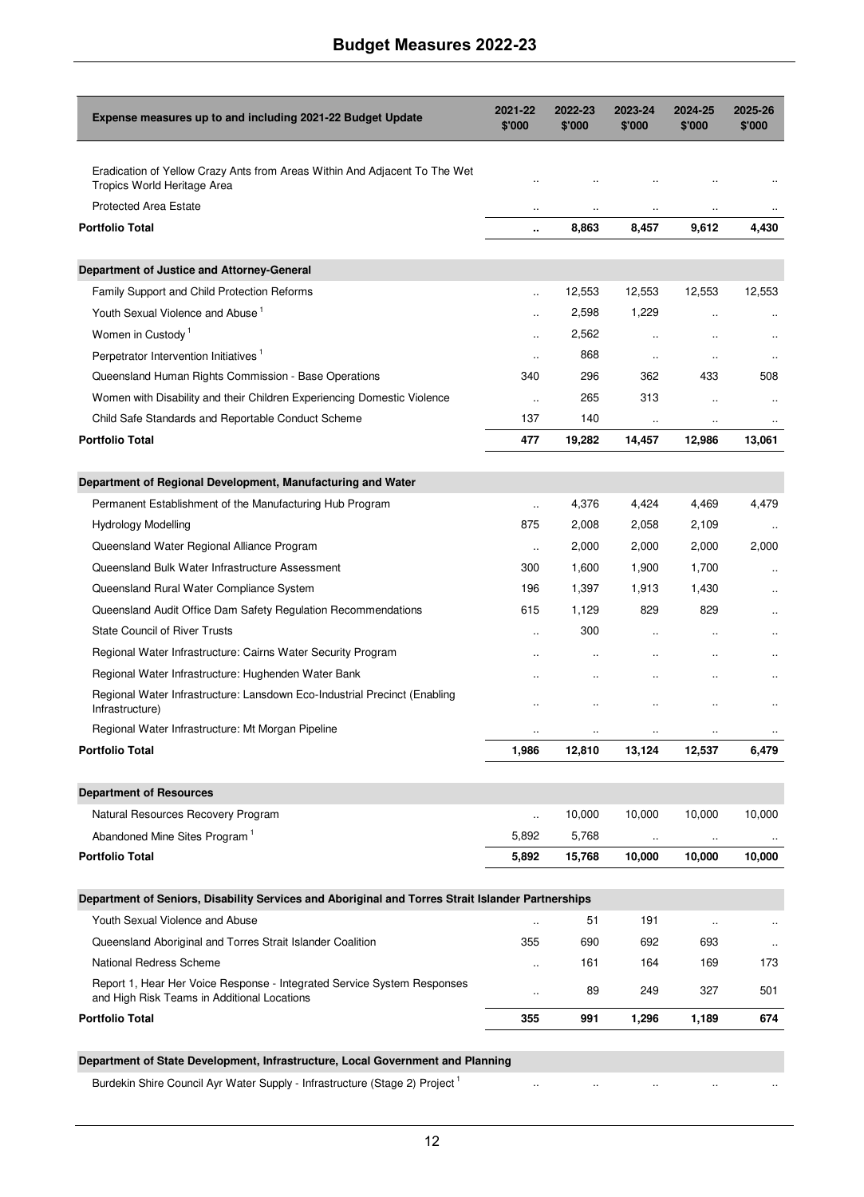| Expense measures up to and including 2021-22 Budget Update | 2021-22 $'000 | 2022-23 $'000 | 2023-24 $'000 | 2024-25 $'000 | 2025-26 $'000 |
|---|---|---|---|---|---|
| Eradication of Yellow Crazy Ants from Areas Within And Adjacent To The Wet Tropics World Heritage Area | .. | .. | .. | .. | .. |
| Protected Area Estate | .. | .. | .. | .. | .. |
| **Portfolio Total** | **..** | **8,863** | **8,457** | **9,612** | **4,430** |
| **Department of Justice and Attorney-General** | | | | | |
| Family Support and Child Protection Reforms | .. | 12,553 | 12,553 | 12,553 | 12,553 |
| Youth Sexual Violence and Abuse [1] | .. | 2,598 | 1,229 | .. | .. |
| Women in Custody [1] | .. | 2,562 | .. | .. | .. |
| Perpetrator Intervention Initiatives [1] | .. | 868 | .. | .. | .. |
| Queensland Human Rights Commission - Base Operations | 340 | 296 | 362 | 433 | 508 |
| Women with Disability and their Children Experiencing Domestic Violence | .. | 265 | 313 | .. | .. |
| Child Safe Standards and Reportable Conduct Scheme | 137 | 140 | .. | .. | .. |
| **Portfolio Total** | **477** | **19,282** | **14,457** | **12,986** | **13,061** |
| **Department of Regional Development, Manufacturing and Water** | | | | | |
| Permanent Establishment of the Manufacturing Hub Program | .. | 4,376 | 4,424 | 4,469 | 4,479 |
| Hydrology Modelling | 875 | 2,008 | 2,058 | 2,109 | .. |
| Queensland Water Regional Alliance Program | .. | 2,000 | 2,000 | 2,000 | 2,000 |
| Queensland Bulk Water Infrastructure Assessment | 300 | 1,600 | 1,900 | 1,700 | .. |
| Queensland Rural Water Compliance System | 196 | 1,397 | 1,913 | 1,430 | .. |
| Queensland Audit Office Dam Safety Regulation Recommendations | 615 | 1,129 | 829 | 829 | .. |
| State Council of River Trusts | .. | 300 | .. | .. | .. |
| Regional Water Infrastructure: Cairns Water Security Program | .. | .. | .. | .. | .. |
| Regional Water Infrastructure: Hughenden Water Bank | .. | .. | .. | .. | .. |
| Regional Water Infrastructure: Lansdown Eco-Industrial Precinct (Enabling Infrastructure) | .. | .. | .. | .. | .. |
| Regional Water Infrastructure: Mt Morgan Pipeline | .. | .. | .. | .. | .. |
| **Portfolio Total** | **1,986** | **12,810** | **13,124** | **12,537** | **6,479** |
| **Department of Resources** | | | | | |
| Natural Resources Recovery Program | .. | 10,000 | 10,000 | 10,000 | 10,000 |
| Abandoned Mine Sites Program [1] | 5,892 | 5,768 | .. | .. | .. |
| **Portfolio Total** | **5,892** | **15,768** | **10,000** | **10,000** | **10,000** |
| **Department of Seniors, Disability Services and Aboriginal and Torres Strait Islander Partnerships** | | | | | |
| Youth Sexual Violence and Abuse | .. | 51 | 191 | .. | .. |
| Queensland Aboriginal and Torres Strait Islander Coalition | 355 | 690 | 692 | 693 | .. |
| National Redress Scheme | .. | 161 | 164 | 169 | 173 |
| Report 1, Hear Her Voice Response - Integrated Service System Responses and High Risk Teams in Additional Locations | .. | 89 | 249 | 327 | 501 |
| **Portfolio Total** | **355** | **991** | **1,296** | **1,189** | **674** |
| **Department of State Development, Infrastructure, Local Government and Planning** | | | | | |
| Burdekin Shire Council Ayr Water Supply - Infrastructure (Stage 2) Project [1] | .. | .. | .. | .. | .. |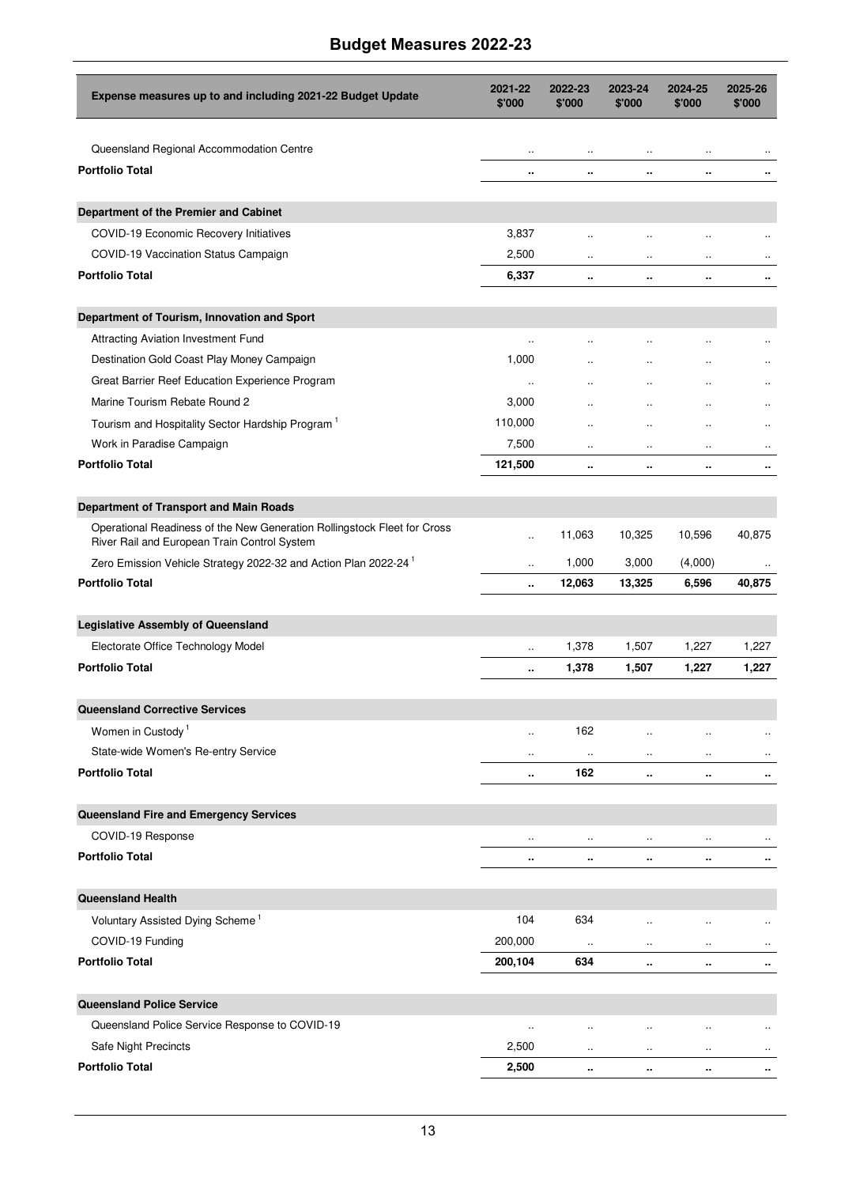| Expense measures up to and including 2021-22 Budget Update | 2021-22 $'000 | 2022-23 $'000 | 2023-24 $'000 | 2024-25 $'000 | 2025-26 $'000 |
|---|---|---|---|---|---|
| Queensland Regional Accommodation Centre | .. | .. | .. | .. | .. |
| **Portfolio Total** | **..** | **..** | **..** | **..** | **..** |
| **Department of the Premier and Cabinet** | | | | | |
| COVID-19 Economic Recovery Initiatives | 3,837 | .. | .. | .. | .. |
| COVID-19 Vaccination Status Campaign | 2,500 | .. | .. | .. | .. |
| **Portfolio Total** | **6,337** | **..** | **..** | **..** | **..** |
| **Department of Tourism, Innovation and Sport** | | | | | |
| Attracting Aviation Investment Fund | .. | .. | .. | .. | .. |
| Destination Gold Coast Play Money Campaign | 1,000 | .. | .. | .. | .. |
| Great Barrier Reef Education Experience Program | .. | .. | .. | .. | .. |
| Marine Tourism Rebate Round 2 | 3,000 | .. | .. | .. | .. |
| Tourism and Hospitality Sector Hardship Program [1] | 110,000 | .. | .. | .. | .. |
| Work in Paradise Campaign | 7,500 | .. | .. | .. | .. |
| **Portfolio Total** | **121,500** | **..** | **..** | **..** | **..** |
| **Department of Transport and Main Roads** | | | | | |
| Operational Readiness of the New Generation Rollingstock Fleet for Cross River Rail and European Train Control System | .. | 11,063 | 10,325 | 10,596 | 40,875 |
| Zero Emission Vehicle Strategy 2022-32 and Action Plan 2022-24 [1] | .. | 1,000 | 3,000 | (4,000) | .. |
| **Portfolio Total** | **..** | **12,063** | **13,325** | **6,596** | **40,875** |
| **Legislative Assembly of Queensland** | | | | | |
| Electorate Office Technology Model | .. | 1,378 | 1,507 | 1,227 | 1,227 |
| **Portfolio Total** | **..** | **1,378** | **1,507** | **1,227** | **1,227** |
| **Queensland Corrective Services** | | | | | |
| Women in Custody [1] | .. | 162 | .. | .. | .. |
| State-wide Women's Re-entry Service | .. | .. | .. | .. | .. |
| **Portfolio Total** | **..** | **162** | **..** | **..** | **..** |
| **Queensland Fire and Emergency Services** | | | | | |
| COVID-19 Response | .. | .. | .. | .. | .. |
| **Portfolio Total** | **..** | **..** | **..** | **..** | **..** |
| **Queensland Health** | | | | | |
| Voluntary Assisted Dying Scheme [1] | 104 | 634 | .. | .. | .. |
| COVID-19 Funding | 200,000 | .. | .. | .. | .. |
| **Portfolio Total** | **200,104** | **634** | **..** | **..** | **..** |
| **Queensland Police Service** | | | | | |
| Queensland Police Service Response to COVID-19 | .. | .. | .. | .. | .. |
| Safe Night Precincts | 2,500 | .. | .. | .. | .. |
| **Portfolio Total** | **2,500** | **..** | **..** | **..** | **..** |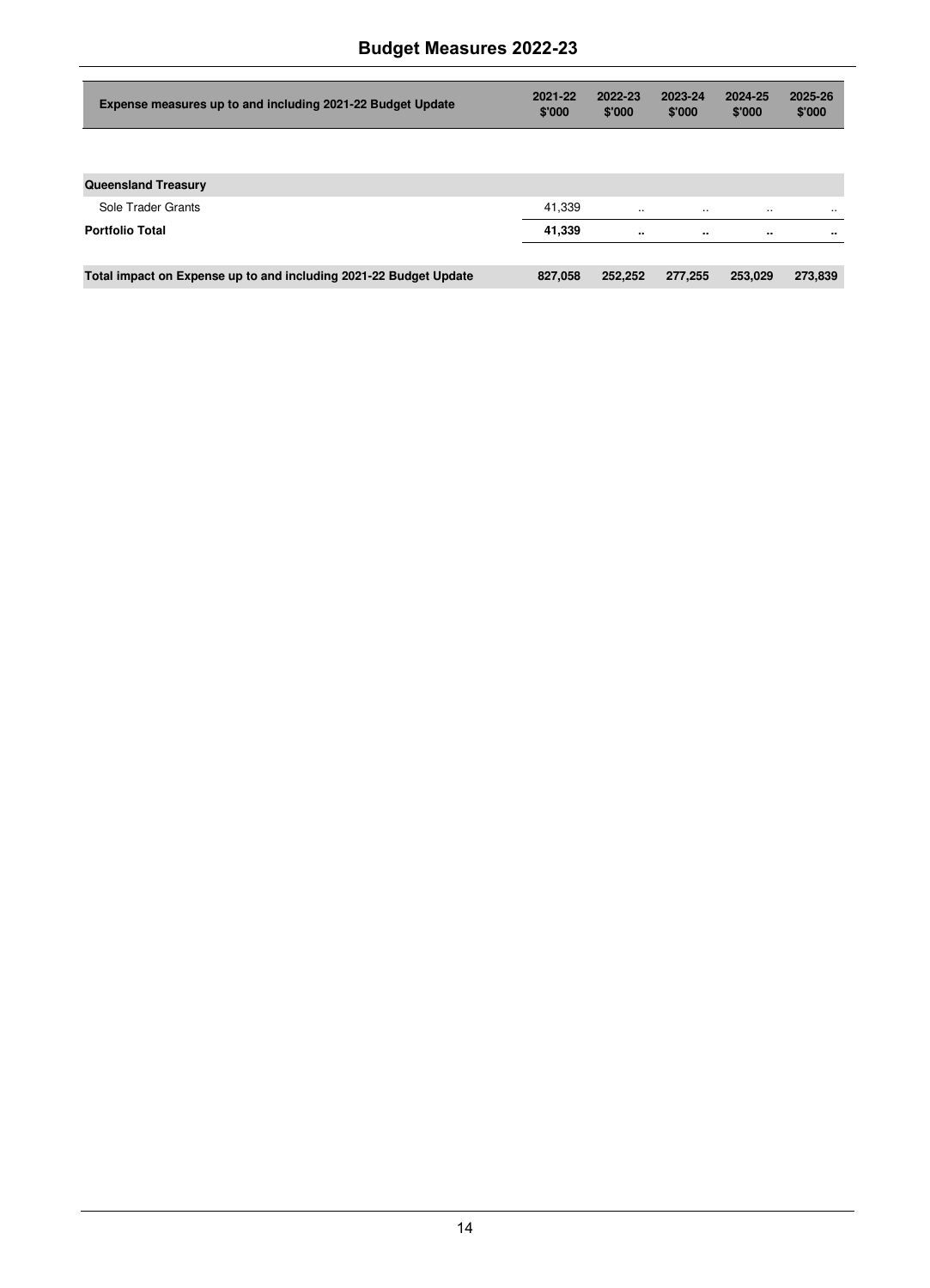| Expense measures up to and including 2021-22 Budget Update | 2021-22 $'000 | 2022-23 $'000 | 2023-24 $'000 | 2024-25 $'000 | 2025-26 $'000 |
|---|---|---|---|---|---|
| **Queensland Treasury** | | | | | |
| Sole Trader Grants | 41,339 | .. | .. | .. | .. |
| **Portfolio Total** | **41,339** | **..** | **..** | **..** | **..** |
| **Total impact on Expense up to and including 2021-22 Budget Update** | **827,058** | **252,252** | **277,255** | **253,029** | **273,839** |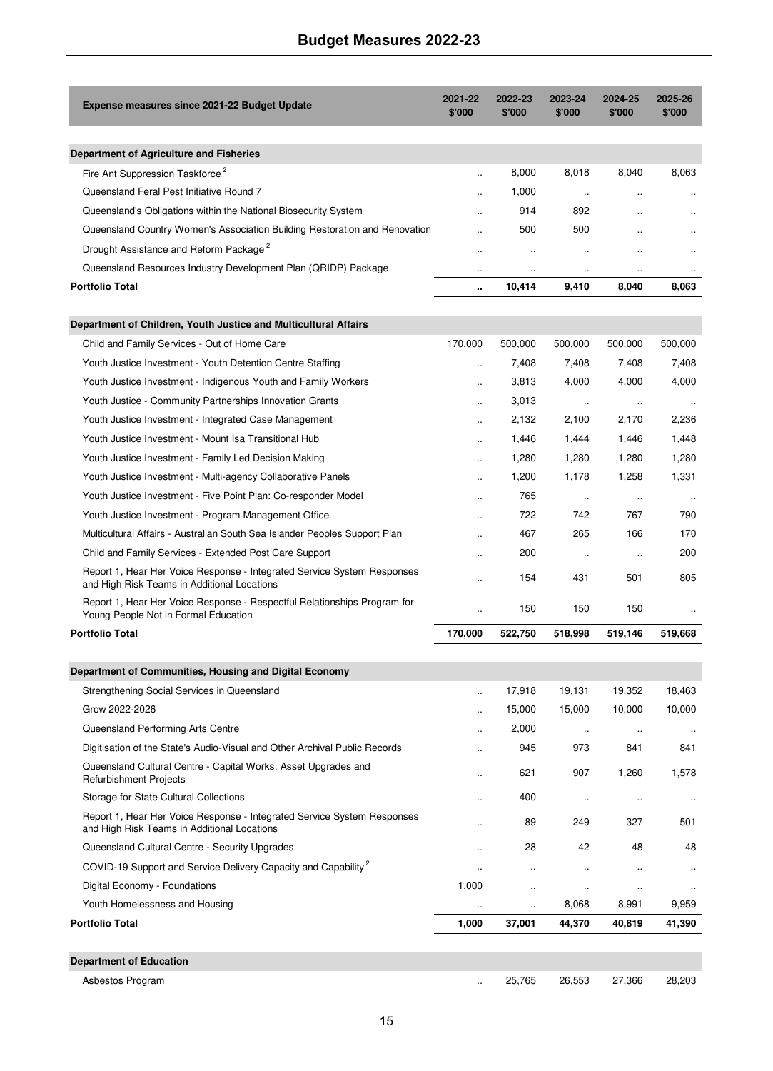| Expense measures since 2021-22 Budget Update | 2021-22 $'000 | 2022-23 $'000 | 2023-24 $'000 | 2024-25 $'000 | 2025-26 $'000 |
|---|---|---|---|---|---|
| **Department of Agriculture and Fisheries** | | | | | |
| Fire Ant Suppression Taskforce [2] | .. | 8,000 | 8,018 | 8,040 | 8,063 |
| Queensland Feral Pest Initiative Round 7 | .. | 1,000 | .. | .. | .. |
| Queensland's Obligations within the National Biosecurity System | .. | 914 | 892 | .. | .. |
| Queensland Country Women's Association Building Restoration and Renovation | .. | 500 | 500 | .. | .. |
| Drought Assistance and Reform Package [2] | .. | .. | .. | .. | .. |
| Queensland Resources Industry Development Plan (QRIDP) Package | .. | .. | .. | .. | .. |
| **Portfolio Total** | **..** | **10,414** | **9,410** | **8,040** | **8,063** |
| **Department of Children, Youth Justice and Multicultural Affairs** | | | | | |
| Child and Family Services - Out of Home Care | 170,000 | 500,000 | 500,000 | 500,000 | 500,000 |
| Youth Justice Investment - Youth Detention Centre Staffing | .. | 7,408 | 7,408 | 7,408 | 7,408 |
| Youth Justice Investment - Indigenous Youth and Family Workers | .. | 3,813 | 4,000 | 4,000 | 4,000 |
| Youth Justice - Community Partnerships Innovation Grants | .. | 3,013 | .. | .. | .. |
| Youth Justice Investment - Integrated Case Management | .. | 2,132 | 2,100 | 2,170 | 2,236 |
| Youth Justice Investment - Mount Isa Transitional Hub | .. | 1,446 | 1,444 | 1,446 | 1,448 |
| Youth Justice Investment - Family Led Decision Making | .. | 1,280 | 1,280 | 1,280 | 1,280 |
| Youth Justice Investment - Multi-agency Collaborative Panels | .. | 1,200 | 1,178 | 1,258 | 1,331 |
| Youth Justice Investment - Five Point Plan: Co-responder Model | .. | 765 | .. | .. | .. |
| Youth Justice Investment - Program Management Office | .. | 722 | 742 | 767 | 790 |
| Multicultural Affairs - Australian South Sea Islander Peoples Support Plan | .. | 467 | 265 | 166 | 170 |
| Child and Family Services - Extended Post Care Support | .. | 200 | .. | .. | 200 |
| Report 1, Hear Her Voice Response - Integrated Service System Responses and High Risk Teams in Additional Locations | .. | 154 | 431 | 501 | 805 |
| Report 1, Hear Her Voice Response - Respectful Relationships Program for Young People Not in Formal Education | .. | 150 | 150 | 150 | .. |
| **Portfolio Total** | **170,000** | **522,750** | **518,998** | **519,146** | **519,668** |
| **Department of Communities, Housing and Digital Economy** | | | | | |
| Strengthening Social Services in Queensland | .. | 17,918 | 19,131 | 19,352 | 18,463 |
| Grow 2022-2026 | .. | 15,000 | 15,000 | 10,000 | 10,000 |
| Queensland Performing Arts Centre | .. | 2,000 | .. | .. | .. |
| Digitisation of the State's Audio-Visual and Other Archival Public Records | .. | 945 | 973 | 841 | 841 |
| Queensland Cultural Centre - Capital Works, Asset Upgrades and Refurbishment Projects | .. | 621 | 907 | 1,260 | 1,578 |
| Storage for State Cultural Collections | .. | 400 | .. | .. | .. |
| Report 1, Hear Her Voice Response - Integrated Service System Responses and High Risk Teams in Additional Locations | .. | 89 | 249 | 327 | 501 |
| Queensland Cultural Centre - Security Upgrades | .. | 28 | 42 | 48 | 48 |
| COVID-19 Support and Service Delivery Capacity and Capability [2] | .. | .. | .. | .. | .. |
| Digital Economy - Foundations | 1,000 | .. | .. | .. | .. |
| Youth Homelessness and Housing | .. | .. | 8,068 | 8,991 | 9,959 |
| **Portfolio Total** | **1,000** | **37,001** | **44,370** | **40,819** | **41,390** |
| **Department of Education** | | | | | |
| Asbestos Program | .. | 25,765 | 26,553 | 27,366 | 28,203 |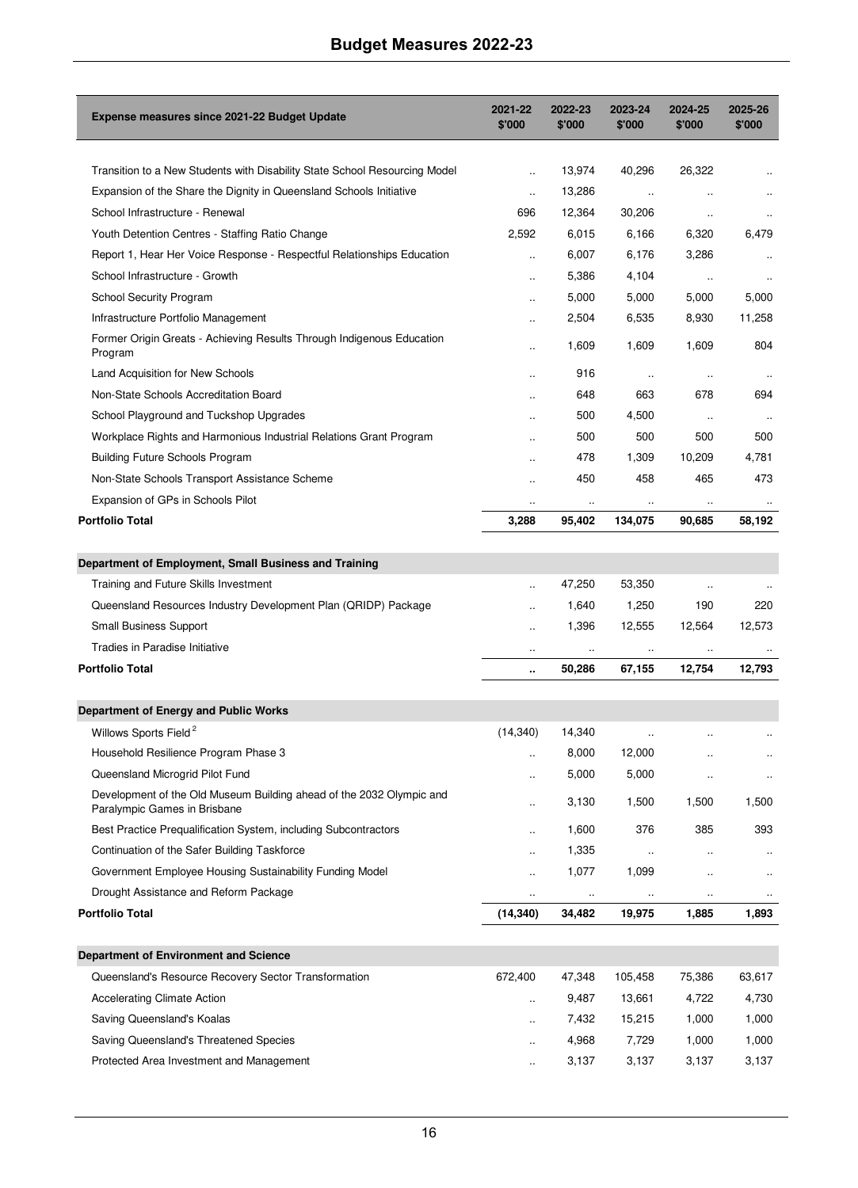| Expense measures since 2021-22 Budget Update | 2021-22 $'000 | 2022-23 $'000 | 2023-24 $'000 | 2024-25 $'000 | 2025-26 $'000 |
|---|---|---|---|---|---|
| Transition to a New Students with Disability State School Resourcing Model | .. | 13,974 | 40,296 | 26,322 | .. |
| Expansion of the Share the Dignity in Queensland Schools Initiative | .. | 13,286 | .. | .. | .. |
| School Infrastructure - Renewal | 696 | 12,364 | 30,206 | .. | .. |
| Youth Detention Centres - Staffing Ratio Change | 2,592 | 6,015 | 6,166 | 6,320 | 6,479 |
| Report 1, Hear Her Voice Response - Respectful Relationships Education | .. | 6,007 | 6,176 | 3,286 | .. |
| School Infrastructure - Growth | .. | 5,386 | 4,104 | .. | .. |
| School Security Program | .. | 5,000 | 5,000 | 5,000 | 5,000 |
| Infrastructure Portfolio Management | .. | 2,504 | 6,535 | 8,930 | 11,258 |
| Former Origin Greats - Achieving Results Through Indigenous Education Program | .. | 1,609 | 1,609 | 1,609 | 804 |
| Land Acquisition for New Schools | .. | 916 | .. | .. | .. |
| Non-State Schools Accreditation Board | .. | 648 | 663 | 678 | 694 |
| School Playground and Tuckshop Upgrades | .. | 500 | 4,500 | .. | .. |
| Workplace Rights and Harmonious Industrial Relations Grant Program | .. | 500 | 500 | 500 | 500 |
| Building Future Schools Program | .. | 478 | 1,309 | 10,209 | 4,781 |
| Non-State Schools Transport Assistance Scheme | .. | 450 | 458 | 465 | 473 |
| Expansion of GPs in Schools Pilot | .. | .. | .. | .. | .. |
| **Portfolio Total** | **3,288** | **95,402** | **134,075** | **90,685** | **58,192** |
| **Department of Employment, Small Business and Training** | | | | | |
| Training and Future Skills Investment | .. | 47,250 | 53,350 | .. | .. |
| Queensland Resources Industry Development Plan (QRIDP) Package | .. | 1,640 | 1,250 | 190 | 220 |
| Small Business Support | .. | 1,396 | 12,555 | 12,564 | 12,573 |
| Tradies in Paradise Initiative | .. | .. | .. | .. | .. |
| **Portfolio Total** | **..** | **50,286** | **67,155** | **12,754** | **12,793** |
| **Department of Energy and Public Works** | | | | | |
| Willows Sports Field [2] | (14,340) | 14,340 | .. | .. | .. |
| Household Resilience Program Phase 3 | .. | 8,000 | 12,000 | .. | .. |
| Queensland Microgrid Pilot Fund | .. | 5,000 | 5,000 | .. | .. |
| Development of the Old Museum Building ahead of the 2032 Olympic and Paralympic Games in Brisbane | .. | 3,130 | 1,500 | 1,500 | 1,500 |
| Best Practice Prequalification System, including Subcontractors | .. | 1,600 | 376 | 385 | 393 |
| Continuation of the Safer Building Taskforce | .. | 1,335 | .. | .. | .. |
| Government Employee Housing Sustainability Funding Model | .. | 1,077 | 1,099 | .. | .. |
| Drought Assistance and Reform Package | .. | .. | .. | .. | .. |
| **Portfolio Total** | **(14,340)** | **34,482** | **19,975** | **1,885** | **1,893** |
| **Department of Environment and Science** | | | | | |
| Queensland's Resource Recovery Sector Transformation | 672,400 | 47,348 | 105,458 | 75,386 | 63,617 |
| Accelerating Climate Action | .. | 9,487 | 13,661 | 4,722 | 4,730 |
| Saving Queensland's Koalas | .. | 7,432 | 15,215 | 1,000 | 1,000 |
| Saving Queensland's Threatened Species | .. | 4,968 | 7,729 | 1,000 | 1,000 |
| Protected Area Investment and Management | .. | 3,137 | 3,137 | 3,137 | 3,137 |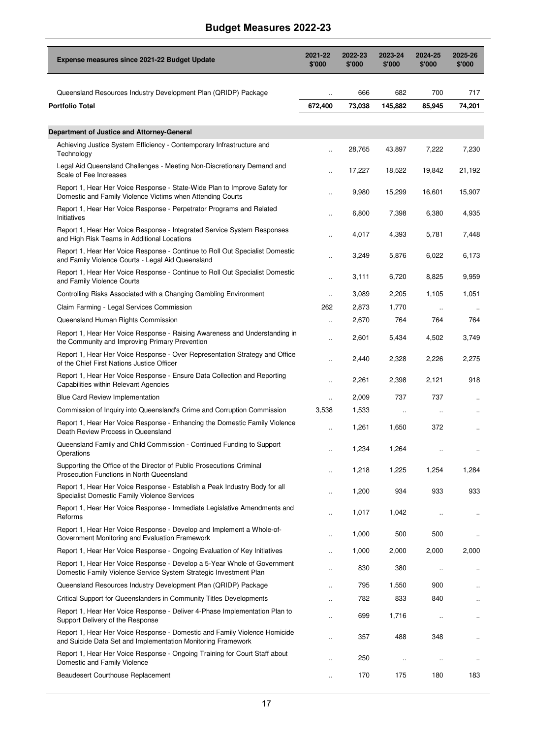| Expense measures since 2021-22 Budget Update | 2021-22 $'000 | 2022-23 $'000 | 2023-24 $'000 | 2024-25 $'000 | 2025-26 $'000 |
|---|---|---|---|---|---|
| Queensland Resources Industry Development Plan (QRIDP) Package | .. | 666 | 682 | 700 | 717 |
| **Portfolio Total** | **672,400** | **73,038** | **145,882** | **85,945** | **74,201** |
| **Department of Justice and Attorney-General** | | | | | |
| Achieving Justice System Efficiency - Contemporary Infrastructure and Technology | .. | 28,765 | 43,897 | 7,222 | 7,230 |
| Legal Aid Queensland Challenges - Meeting Non-Discretionary Demand and Scale of Fee Increases | .. | 17,227 | 18,522 | 19,842 | 21,192 |
| Report 1, Hear Her Voice Response - State-Wide Plan to Improve Safety for Domestic and Family Violence Victims when Attending Courts | .. | 9,980 | 15,299 | 16,601 | 15,907 |
| Report 1, Hear Her Voice Response - Perpetrator Programs and Related Initiatives | .. | 6,800 | 7,398 | 6,380 | 4,935 |
| Report 1, Hear Her Voice Response - Integrated Service System Responses and High Risk Teams in Additional Locations | .. | 4,017 | 4,393 | 5,781 | 7,448 |
| Report 1, Hear Her Voice Response - Continue to Roll Out Specialist Domestic and Family Violence Courts - Legal Aid Queensland | .. | 3,249 | 5,876 | 6,022 | 6,173 |
| Report 1, Hear Her Voice Response - Continue to Roll Out Specialist Domestic and Family Violence Courts | .. | 3,111 | 6,720 | 8,825 | 9,959 |
| Controlling Risks Associated with a Changing Gambling Environment | .. | 3,089 | 2,205 | 1,105 | 1,051 |
| Claim Farming - Legal Services Commission | 262 | 2,873 | 1,770 | .. | .. |
| Queensland Human Rights Commission | .. | 2,670 | 764 | 764 | 764 |
| Report 1, Hear Her Voice Response - Raising Awareness and Understanding in the Community and Improving Primary Prevention | .. | 2,601 | 5,434 | 4,502 | 3,749 |
| Report 1, Hear Her Voice Response - Over Representation Strategy and Office of the Chief First Nations Justice Officer | .. | 2,440 | 2,328 | 2,226 | 2,275 |
| Report 1, Hear Her Voice Response - Ensure Data Collection and Reporting Capabilities within Relevant Agencies | .. | 2,261 | 2,398 | 2,121 | 918 |
| Blue Card Review Implementation | .. | 2,009 | 737 | 737 | .. |
| Commission of Inquiry into Queensland's Crime and Corruption Commission | 3,538 | 1,533 | .. | .. | .. |
| Report 1, Hear Her Voice Response - Enhancing the Domestic Family Violence Death Review Process in Queensland | .. | 1,261 | 1,650 | 372 | .. |
| Queensland Family and Child Commission - Continued Funding to Support Operations | .. | 1,234 | 1,264 | .. | .. |
| Supporting the Office of the Director of Public Prosecutions Criminal Prosecution Functions in North Queensland | .. | 1,218 | 1,225 | 1,254 | 1,284 |
| Report 1, Hear Her Voice Response - Establish a Peak Industry Body for all Specialist Domestic Family Violence Services | .. | 1,200 | 934 | 933 | 933 |
| Report 1, Hear Her Voice Response - Immediate Legislative Amendments and Reforms | .. | 1,017 | 1,042 | .. | .. |
| Report 1, Hear Her Voice Response - Develop and Implement a Whole-of-Government Monitoring and Evaluation Framework | .. | 1,000 | 500 | 500 | .. |
| Report 1, Hear Her Voice Response - Ongoing Evaluation of Key Initiatives | .. | 1,000 | 2,000 | 2,000 | 2,000 |
| Report 1, Hear Her Voice Response - Develop a 5-Year Whole of Government Domestic Family Violence Service System Strategic Investment Plan | .. | 830 | 380 | .. | .. |
| Queensland Resources Industry Development Plan (QRIDP) Package | .. | 795 | 1,550 | 900 | .. |
| Critical Support for Queenslanders in Community Titles Developments | .. | 782 | 833 | 840 | .. |
| Report 1, Hear Her Voice Response - Deliver 4-Phase Implementation Plan to Support Delivery of the Response | .. | 699 | 1,716 | .. | .. |
| Report 1, Hear Her Voice Response - Domestic and Family Violence Homicide and Suicide Data Set and Implementation Monitoring Framework | .. | 357 | 488 | 348 | .. |
| Report 1, Hear Her Voice Response - Ongoing Training for Court Staff about Domestic and Family Violence | .. | 250 | .. | .. | .. |
| Beaudesert Courthouse Replacement | .. | 170 | 175 | 180 | 183 |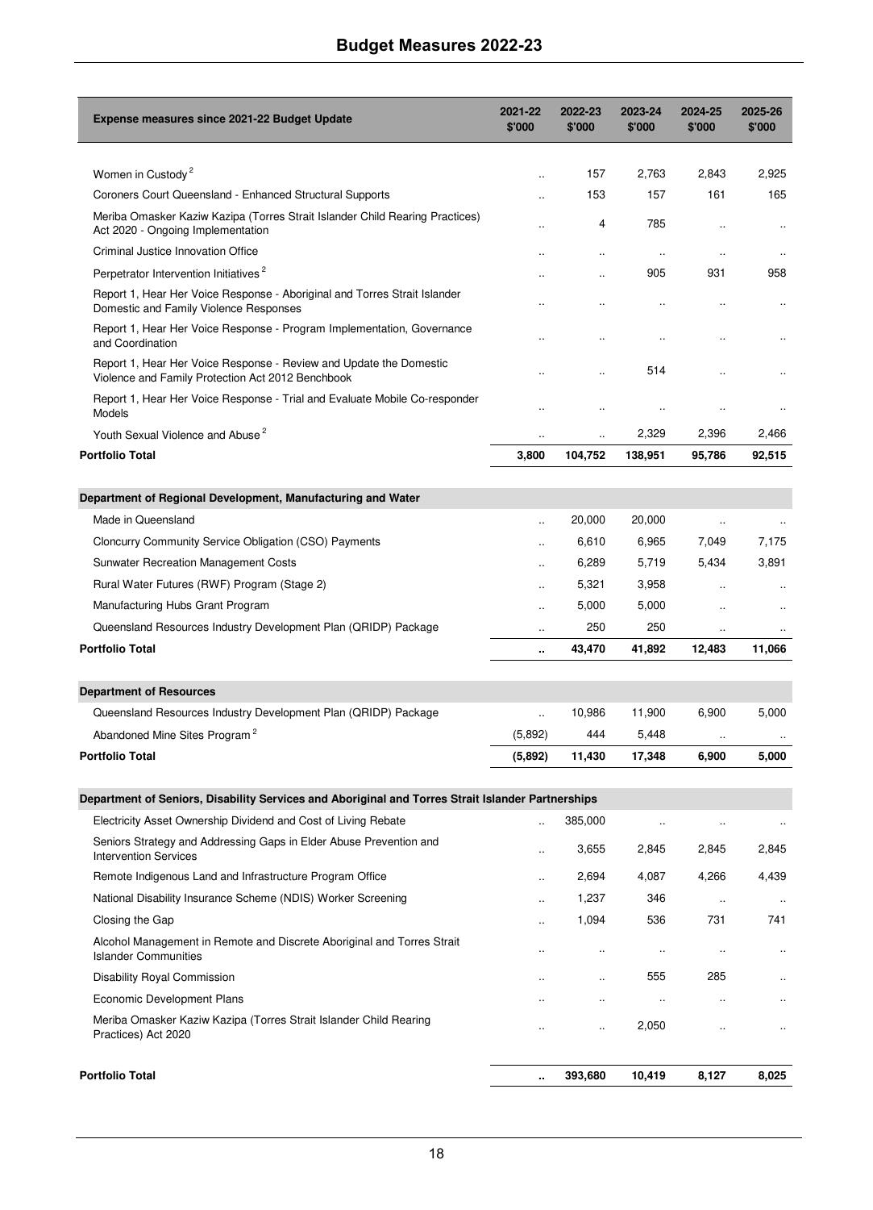| Expense measures since 2021-22 Budget Update | 2021-22 $'000 | 2022-23 $'000 | 2023-24 $'000 | 2024-25 $'000 | 2025-26 $'000 |
|---|---|---|---|---|---|
| Women in Custody [2] | .. | 157 | 2,763 | 2,843 | 2,925 |
| Coroners Court Queensland - Enhanced Structural Supports | .. | 153 | 157 | 161 | 165 |
| Meriba Omasker Kaziw Kazipa (Torres Strait Islander Child Rearing Practices) Act 2020 - Ongoing Implementation | .. | 4 | 785 | .. | .. |
| Criminal Justice Innovation Office | .. | .. | .. | .. | .. |
| Perpetrator Intervention Initiatives [2] | .. | .. | 905 | 931 | 958 |
| Report 1, Hear Her Voice Response - Aboriginal and Torres Strait Islander Domestic and Family Violence Responses | .. | .. | .. | .. | .. |
| Report 1, Hear Her Voice Response - Program Implementation, Governance and Coordination | .. | .. | .. | .. | .. |
| Report 1, Hear Her Voice Response - Review and Update the Domestic Violence and Family Protection Act 2012 Benchbook | .. | .. | 514 | .. | .. |
| Report 1, Hear Her Voice Response - Trial and Evaluate Mobile Co-responder Models | .. | .. | .. | .. | .. |
| Youth Sexual Violence and Abuse [2] | .. | .. | 2,329 | 2,396 | 2,466 |
| **Portfolio Total** | **3,800** | **104,752** | **138,951** | **95,786** | **92,515** |
| **Department of Regional Development, Manufacturing and Water** | | | | | |
| Made in Queensland | .. | 20,000 | 20,000 | .. | .. |
| Cloncurry Community Service Obligation (CSO) Payments | .. | 6,610 | 6,965 | 7,049 | 7,175 |
| Sunwater Recreation Management Costs | .. | 6,289 | 5,719 | 5,434 | 3,891 |
| Rural Water Futures (RWF) Program (Stage 2) | .. | 5,321 | 3,958 | .. | .. |
| Manufacturing Hubs Grant Program | .. | 5,000 | 5,000 | .. | .. |
| Queensland Resources Industry Development Plan (QRIDP) Package | .. | 250 | 250 | .. | .. |
| **Portfolio Total** | **..** | **43,470** | **41,892** | **12,483** | **11,066** |
| **Department of Resources** | | | | | |
| Queensland Resources Industry Development Plan (QRIDP) Package | .. | 10,986 | 11,900 | 6,900 | 5,000 |
| Abandoned Mine Sites Program [2] | (5,892) | 444 | 5,448 | .. | .. |
| **Portfolio Total** | **(5,892)** | **11,430** | **17,348** | **6,900** | **5,000** |
| **Department of Seniors, Disability Services and Aboriginal and Torres Strait Islander Partnerships** | | | | | |
| Electricity Asset Ownership Dividend and Cost of Living Rebate | .. | 385,000 | .. | .. | .. |
| Seniors Strategy and Addressing Gaps in Elder Abuse Prevention and Intervention Services | .. | 3,655 | 2,845 | 2,845 | 2,845 |
| Remote Indigenous Land and Infrastructure Program Office | .. | 2,694 | 4,087 | 4,266 | 4,439 |
| National Disability Insurance Scheme (NDIS) Worker Screening | .. | 1,237 | 346 | .. | .. |
| Closing the Gap | .. | 1,094 | 536 | 731 | 741 |
| Alcohol Management in Remote and Discrete Aboriginal and Torres Strait Islander Communities | .. | .. | .. | .. | .. |
| Disability Royal Commission | .. | .. | 555 | 285 | .. |
| Economic Development Plans | .. | .. | .. | .. | .. |
| Meriba Omasker Kaziw Kazipa (Torres Strait Islander Child Rearing Practices) Act 2020 | .. | .. | 2,050 | .. | .. |
| **Portfolio Total** | **..** | **393,680** | **10,419** | **8,127** | **8,025** |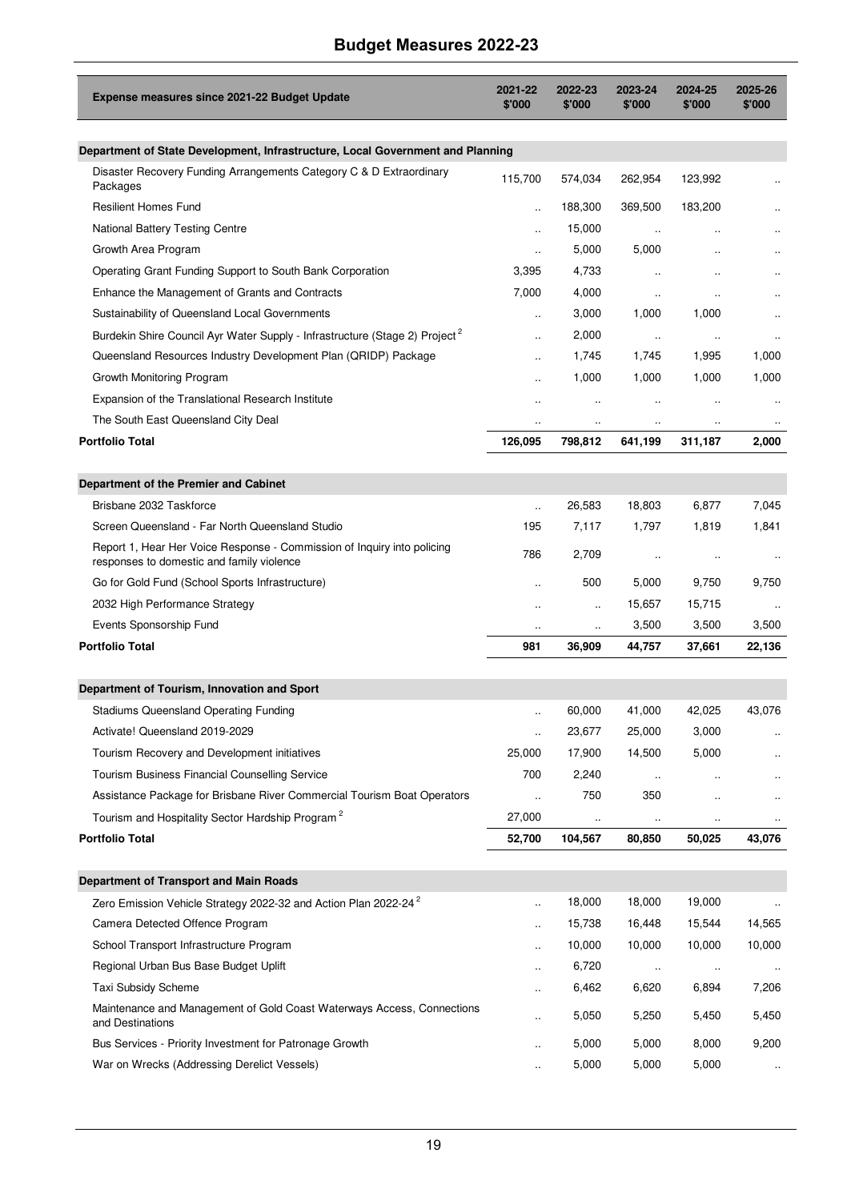| Expense measures since 2021-22 Budget Update | 2021-22 $'000 | 2022-23 $'000 | 2023-24 $'000 | 2024-25 $'000 | 2025-26 $'000 |
|---|---|---|---|---|---|
| **Department of State Development, Infrastructure, Local Government and Planning** | | | | | |
| Disaster Recovery Funding Arrangements Category C & D Extraordinary Packages | 115,700 | 574,034 | 262,954 | 123,992 | .. |
| Resilient Homes Fund | .. | 188,300 | 369,500 | 183,200 | .. |
| National Battery Testing Centre | .. | 15,000 | .. | .. | .. |
| Growth Area Program | .. | 5,000 | 5,000 | .. | .. |
| Operating Grant Funding Support to South Bank Corporation | 3,395 | 4,733 | .. | .. | .. |
| Enhance the Management of Grants and Contracts | 7,000 | 4,000 | .. | .. | .. |
| Sustainability of Queensland Local Governments | .. | 3,000 | 1,000 | 1,000 | .. |
| Burdekin Shire Council Ayr Water Supply - Infrastructure (Stage 2) Project [2] | .. | 2,000 | .. | .. | .. |
| Queensland Resources Industry Development Plan (QRIDP) Package | .. | 1,745 | 1,745 | 1,995 | 1,000 |
| Growth Monitoring Program | .. | 1,000 | 1,000 | 1,000 | 1,000 |
| Expansion of the Translational Research Institute | .. | .. | .. | .. | .. |
| The South East Queensland City Deal | .. | .. | .. | .. | .. |
| **Portfolio Total** | **126,095** | **798,812** | **641,199** | **311,187** | **2,000** |
| **Department of the Premier and Cabinet** | | | | | |
| Brisbane 2032 Taskforce | .. | 26,583 | 18,803 | 6,877 | 7,045 |
| Screen Queensland - Far North Queensland Studio | 195 | 7,117 | 1,797 | 1,819 | 1,841 |
| Report 1, Hear Her Voice Response - Commission of Inquiry into policing responses to domestic and family violence | 786 | 2,709 | .. | .. | .. |
| Go for Gold Fund (School Sports Infrastructure) | .. | 500 | 5,000 | 9,750 | 9,750 |
| 2032 High Performance Strategy | .. | .. | 15,657 | 15,715 | .. |
| Events Sponsorship Fund | .. | .. | 3,500 | 3,500 | 3,500 |
| **Portfolio Total** | **981** | **36,909** | **44,757** | **37,661** | **22,136** |
| **Department of Tourism, Innovation and Sport** | | | | | |
| Stadiums Queensland Operating Funding | .. | 60,000 | 41,000 | 42,025 | 43,076 |
| Activate! Queensland 2019-2029 | .. | 23,677 | 25,000 | 3,000 | .. |
| Tourism Recovery and Development initiatives | 25,000 | 17,900 | 14,500 | 5,000 | .. |
| Tourism Business Financial Counselling Service | 700 | 2,240 | .. | .. | .. |
| Assistance Package for Brisbane River Commercial Tourism Boat Operators | .. | 750 | 350 | .. | .. |
| Tourism and Hospitality Sector Hardship Program [2] | 27,000 | .. | .. | .. | .. |
| **Portfolio Total** | **52,700** | **104,567** | **80,850** | **50,025** | **43,076** |
| **Department of Transport and Main Roads** | | | | | |
| Zero Emission Vehicle Strategy 2022-32 and Action Plan 2022-24 [2] | .. | 18,000 | 18,000 | 19,000 | .. |
| Camera Detected Offence Program | .. | 15,738 | 16,448 | 15,544 | 14,565 |
| School Transport Infrastructure Program | .. | 10,000 | 10,000 | 10,000 | 10,000 |
| Regional Urban Bus Base Budget Uplift | .. | 6,720 | .. | .. | .. |
| Taxi Subsidy Scheme | .. | 6,462 | 6,620 | 6,894 | 7,206 |
| Maintenance and Management of Gold Coast Waterways Access, Connections and Destinations | .. | 5,050 | 5,250 | 5,450 | 5,450 |
| Bus Services - Priority Investment for Patronage Growth | .. | 5,000 | 5,000 | 8,000 | 9,200 |
| War on Wrecks (Addressing Derelict Vessels) | .. | 5,000 | 5,000 | 5,000 | .. |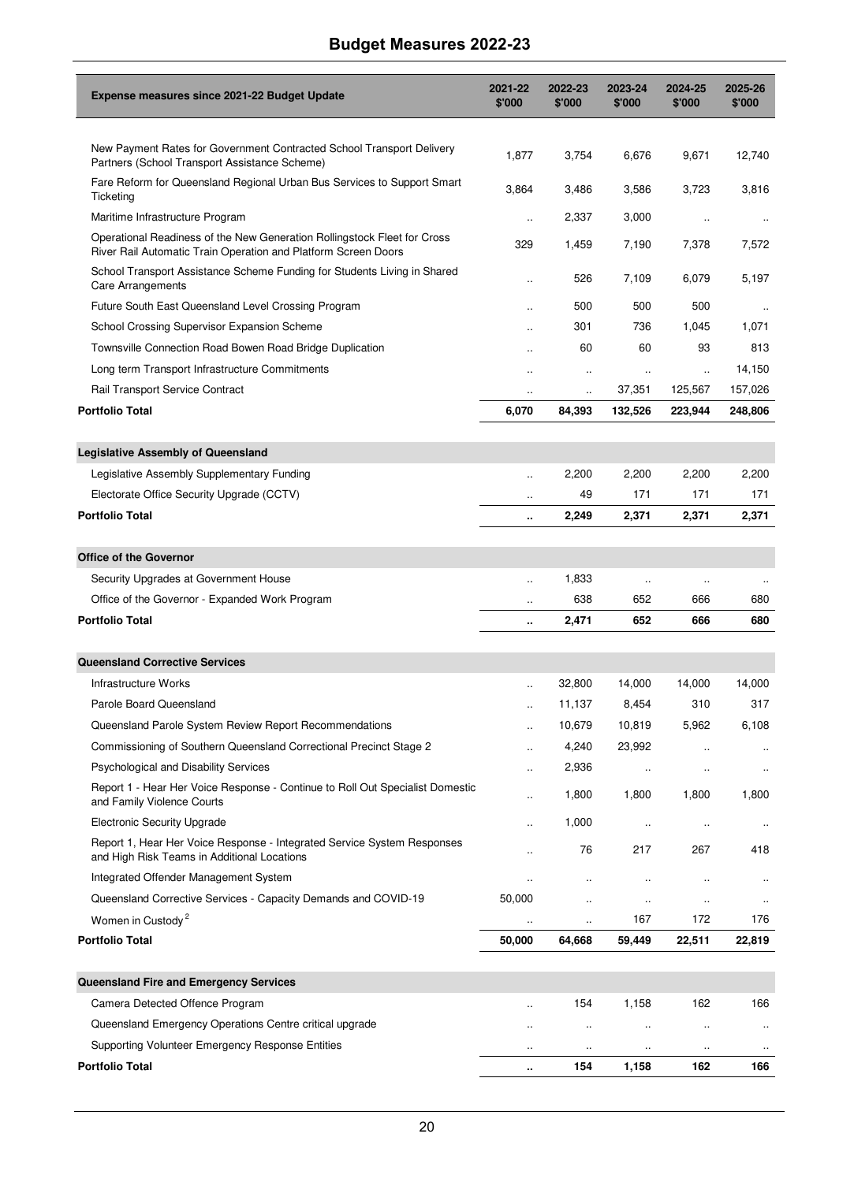| Expense measures since 2021-22 Budget Update | 2021-22 $'000 | 2022-23 $'000 | 2023-24 $'000 | 2024-25 $'000 | 2025-26 $'000 |
|---|---|---|---|---|---|
| New Payment Rates for Government Contracted School Transport Delivery Partners (School Transport Assistance Scheme) | 1,877 | 3,754 | 6,676 | 9,671 | 12,740 |
| Fare Reform for Queensland Regional Urban Bus Services to Support Smart Ticketing | 3,864 | 3,486 | 3,586 | 3,723 | 3,816 |
| Maritime Infrastructure Program | .. | 2,337 | 3,000 | .. | .. |
| Operational Readiness of the New Generation Rollingstock Fleet for Cross River Rail Automatic Train Operation and Platform Screen Doors | 329 | 1,459 | 7,190 | 7,378 | 7,572 |
| School Transport Assistance Scheme Funding for Students Living in Shared Care Arrangements | .. | 526 | 7,109 | 6,079 | 5,197 |
| Future South East Queensland Level Crossing Program | .. | 500 | 500 | 500 | .. |
| School Crossing Supervisor Expansion Scheme | .. | 301 | 736 | 1,045 | 1,071 |
| Townsville Connection Road Bowen Road Bridge Duplication | .. | 60 | 60 | 93 | 813 |
| Long term Transport Infrastructure Commitments | .. | .. | .. | .. | 14,150 |
| Rail Transport Service Contract | .. | .. | 37,351 | 125,567 | 157,026 |
| **Portfolio Total** | **6,070** | **84,393** | **132,526** | **223,944** | **248,806** |
| | | | | | |
| **Legislative Assembly of Queensland** | | | | | |
| Legislative Assembly Supplementary Funding | .. | 2,200 | 2,200 | 2,200 | 2,200 |
| Electorate Office Security Upgrade (CCTV) | .. | 49 | 171 | 171 | 171 |
| **Portfolio Total** | **..** | **2,249** | **2,371** | **2,371** | **2,371** |
| | | | | | |
| **Office of the Governor** | | | | | |
| Security Upgrades at Government House | .. | 1,833 | .. | .. | .. |
| Office of the Governor - Expanded Work Program | .. | 638 | 652 | 666 | 680 |
| **Portfolio Total** | **..** | **2,471** | **652** | **666** | **680** |
| | | | | | |
| **Queensland Corrective Services** | | | | | |
| Infrastructure Works | .. | 32,800 | 14,000 | 14,000 | 14,000 |
| Parole Board Queensland | .. | 11,137 | 8,454 | 310 | 317 |
| Queensland Parole System Review Report Recommendations | .. | 10,679 | 10,819 | 5,962 | 6,108 |
| Commissioning of Southern Queensland Correctional Precinct Stage 2 | .. | 4,240 | 23,992 | .. | .. |
| Psychological and Disability Services | .. | 2,936 | .. | .. | .. |
| Report 1 - Hear Her Voice Response - Continue to Roll Out Specialist Domestic and Family Violence Courts | .. | 1,800 | 1,800 | 1,800 | 1,800 |
| Electronic Security Upgrade | .. | 1,000 | .. | .. | .. |
| Report 1, Hear Her Voice Response - Integrated Service System Responses and High Risk Teams in Additional Locations | .. | 76 | 217 | 267 | 418 |
| Integrated Offender Management System | .. | .. | .. | .. | .. |
| Queensland Corrective Services - Capacity Demands and COVID-19 | 50,000 | .. | .. | .. | .. |
| Women in Custody [2] | .. | .. | 167 | 172 | 176 |
| **Portfolio Total** | **50,000** | **64,668** | **59,449** | **22,511** | **22,819** |
| | | | | | |
| **Queensland Fire and Emergency Services** | | | | | |
| Camera Detected Offence Program | .. | 154 | 1,158 | 162 | 166 |
| Queensland Emergency Operations Centre critical upgrade | .. | .. | .. | .. | .. |
| Supporting Volunteer Emergency Response Entities | .. | .. | .. | .. | .. |
| **Portfolio Total** | **..** | **154** | **1,158** | **162** | **166** |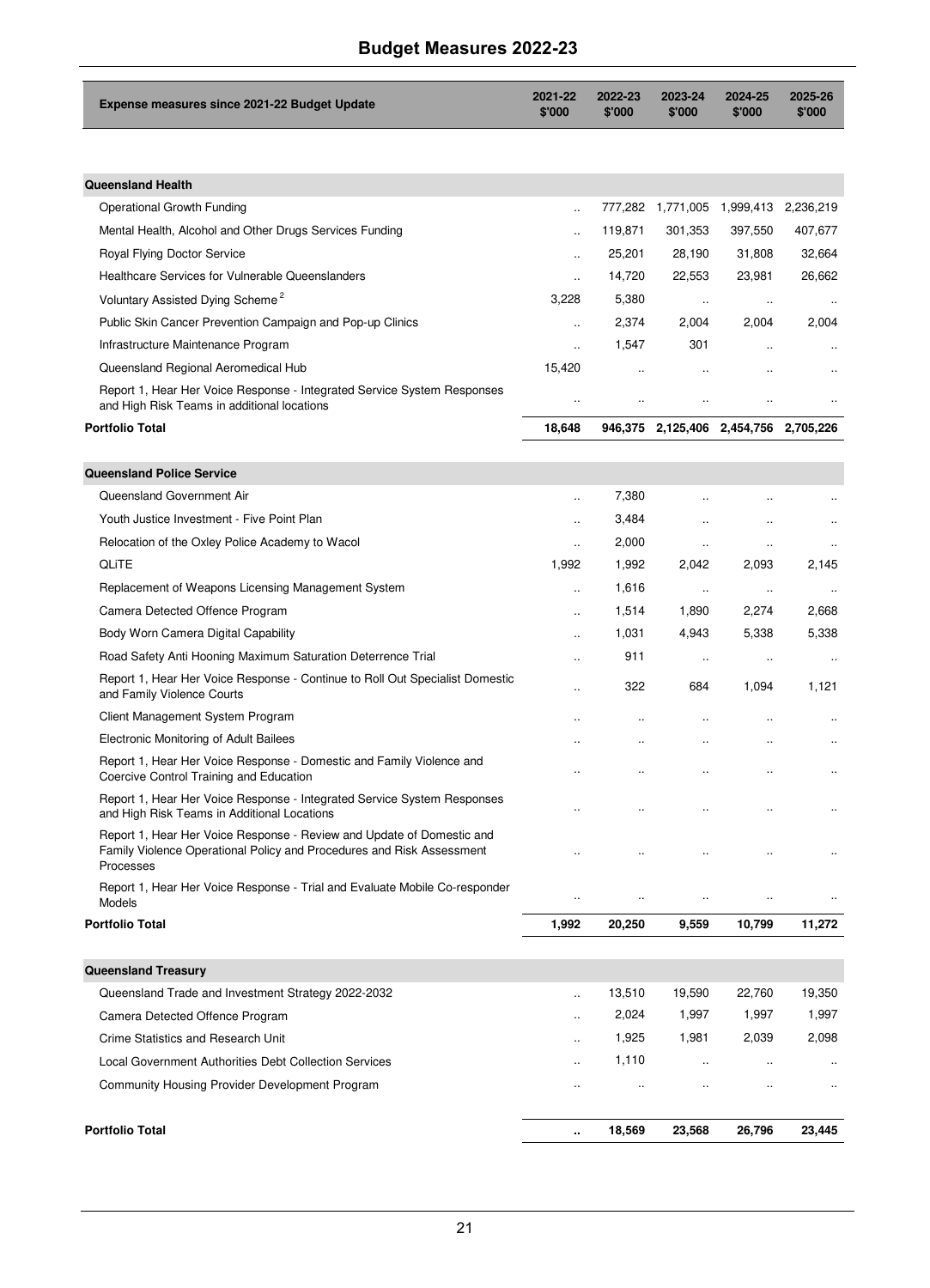| Expense measures since 2021-22 Budget Update | 2021-22 $'000 | 2022-23 $'000 | 2023-24 $'000 | 2024-25 $'000 | 2025-26 $'000 |
|---|---|---|---|---|---|
| **Queensland Health** | | | | | |
| Operational Growth Funding | .. | 777,282 | 1,771,005 | 1,999,413 | 2,236,219 |
| Mental Health, Alcohol and Other Drugs Services Funding | .. | 119,871 | 301,353 | 397,550 | 407,677 |
| Royal Flying Doctor Service | .. | 25,201 | 28,190 | 31,808 | 32,664 |
| Healthcare Services for Vulnerable Queenslanders | .. | 14,720 | 22,553 | 23,981 | 26,662 |
| Voluntary Assisted Dying Scheme [2] | 3,228 | 5,380 | .. | .. | .. |
| Public Skin Cancer Prevention Campaign and Pop-up Clinics | .. | 2,374 | 2,004 | 2,004 | 2,004 |
| Infrastructure Maintenance Program | .. | 1,547 | 301 | .. | .. |
| Queensland Regional Aeromedical Hub | 15,420 | .. | .. | .. | .. |
| Report 1, Hear Her Voice Response - Integrated Service System Responses and High Risk Teams in additional locations | .. | .. | .. | .. | .. |
| **Portfolio Total** | **18,648** | **946,375** | **2,125,406** | **2,454,756** | **2,705,226** |
| **Queensland Police Service** | | | | | |
| Queensland Government Air | .. | 7,380 | .. | .. | .. |
| Youth Justice Investment - Five Point Plan | .. | 3,484 | .. | .. | .. |
| Relocation of the Oxley Police Academy to Wacol | .. | 2,000 | .. | .. | .. |
| QLiTE | 1,992 | 1,992 | 2,042 | 2,093 | 2,145 |
| Replacement of Weapons Licensing Management System | .. | 1,616 | .. | .. | .. |
| Camera Detected Offence Program | .. | 1,514 | 1,890 | 2,274 | 2,668 |
| Body Worn Camera Digital Capability | .. | 1,031 | 4,943 | 5,338 | 5,338 |
| Road Safety Anti Hooning Maximum Saturation Deterrence Trial | .. | 911 | .. | .. | .. |
| Report 1, Hear Her Voice Response - Continue to Roll Out Specialist Domestic and Family Violence Courts | .. | 322 | 684 | 1,094 | 1,121 |
| Client Management System Program | .. | .. | .. | .. | .. |
| Electronic Monitoring of Adult Bailees | .. | .. | .. | .. | .. |
| Report 1, Hear Her Voice Response - Domestic and Family Violence and Coercive Control Training and Education | .. | .. | .. | .. | .. |
| Report 1, Hear Her Voice Response - Integrated Service System Responses and High Risk Teams in Additional Locations | .. | .. | .. | .. | .. |
| Report 1, Hear Her Voice Response - Review and Update of Domestic and Family Violence Operational Policy and Procedures and Risk Assessment Processes | .. | .. | .. | .. | .. |
| Report 1, Hear Her Voice Response - Trial and Evaluate Mobile Co-responder Models | .. | .. | .. | .. | .. |
| **Portfolio Total** | **1,992** | **20,250** | **9,559** | **10,799** | **11,272** |
| **Queensland Treasury** | | | | | |
| Queensland Trade and Investment Strategy 2022-2032 | .. | 13,510 | 19,590 | 22,760 | 19,350 |
| Camera Detected Offence Program | .. | 2,024 | 1,997 | 1,997 | 1,997 |
| Crime Statistics and Research Unit | .. | 1,925 | 1,981 | 2,039 | 2,098 |
| Local Government Authorities Debt Collection Services | .. | 1,110 | .. | .. | .. |
| Community Housing Provider Development Program | .. | .. | .. | .. | .. |
| **Portfolio Total** | **..** | **18,569** | **23,568** | **26,796** | **23,445** |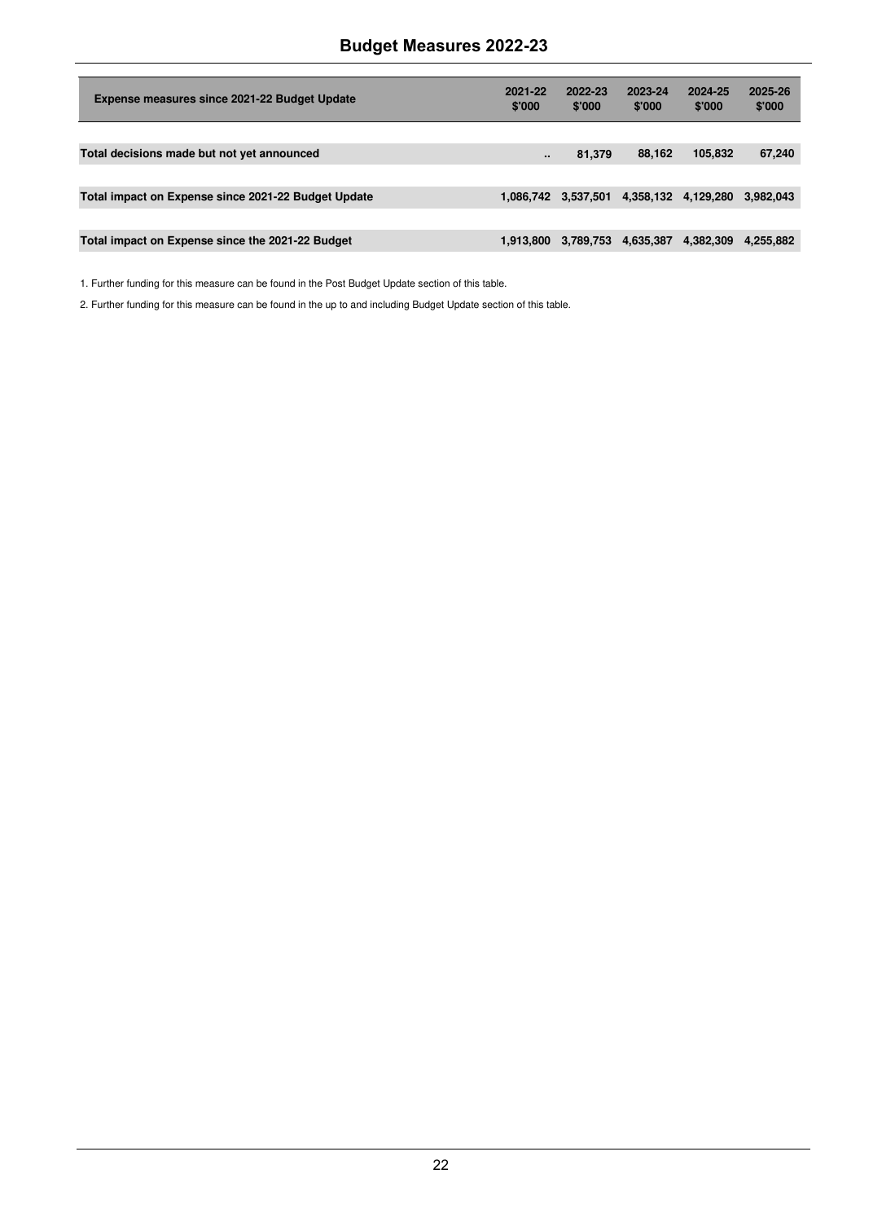| Expense measures since 2021-22 Budget Update | 2021-22 $'000 | 2022-23 $'000 | 2023-24 $'000 | 2024-25 $'000 | 2025-26 $'000 |
|---|---|---|---|---|---|
| **Total decisions made but not yet announced** | **..** | **81,379** | **88,162** | **105,832** | **67,240** |
| **Total impact on Expense since 2021-22 Budget Update** | **1,086,742** | **3,537,501** | **4,358,132** | **4,129,280** | **3,982,043** |
| **Total impact on Expense since the 2021-22 Budget** | **1,913,800** | **3,789,753** | **4,635,387** | **4,382,309** | **4,255,882** |

1. Further funding for this measure can be found in the Post Budget Update section of this table.

2. Further funding for this measure can be found in the up to and including Budget Update section of this table.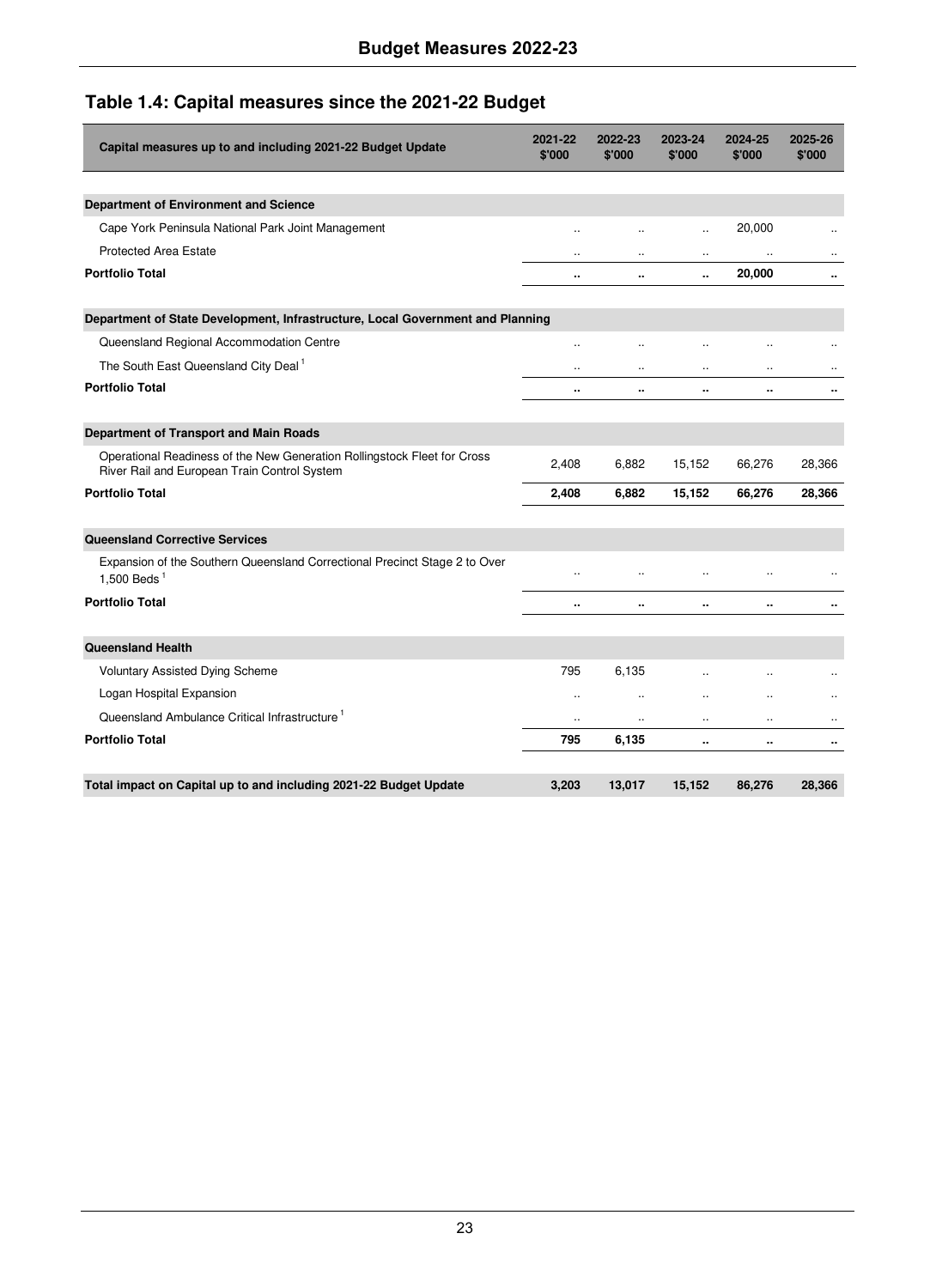## Table 1.4: Capital measures since the 2021-22 Budget

| Capital measures up to and including 2021-22 Budget Update | 2021-22 $'000 | 2022-23 $'000 | 2023-24 $'000 | 2024-25 $'000 | 2025-26 $'000 |
|---|---|---|---|---|---|
| **Department of Environment and Science** | | | | | |
| Cape York Peninsula National Park Joint Management | .. | .. | .. | 20,000 | .. |
| Protected Area Estate | .. | .. | .. | .. | .. |
| **Portfolio Total** | **..** | **..** | **..** | **20,000** | **..** |
| **Department of State Development, Infrastructure, Local Government and Planning** | | | | | |
| Queensland Regional Accommodation Centre | .. | .. | .. | .. | .. |
| The South East Queensland City Deal [1] | .. | .. | .. | .. | .. |
| **Portfolio Total** | **..** | **..** | **..** | **..** | **..** |
| **Department of Transport and Main Roads** | | | | | |
| Operational Readiness of the New Generation Rollingstock Fleet for Cross River Rail and European Train Control System | 2,408 | 6,882 | 15,152 | 66,276 | 28,366 |
| **Portfolio Total** | **2,408** | **6,882** | **15,152** | **66,276** | **28,366** |
| **Queensland Corrective Services** | | | | | |
| Expansion of the Southern Queensland Correctional Precinct Stage 2 to Over 1,500 Beds [1] | .. | .. | .. | .. | .. |
| **Portfolio Total** | **..** | **..** | **..** | **..** | **..** |
| **Queensland Health** | | | | | |
| Voluntary Assisted Dying Scheme | 795 | 6,135 | .. | .. | .. |
| Logan Hospital Expansion | .. | .. | .. | .. | .. |
| Queensland Ambulance Critical Infrastructure [1] | .. | .. | .. | .. | .. |
| **Portfolio Total** | **795** | **6,135** | **..** | **..** | **..** |
| **Total impact on Capital up to and including 2021-22 Budget Update** | **3,203** | **13,017** | **15,152** | **86,276** | **28,366** |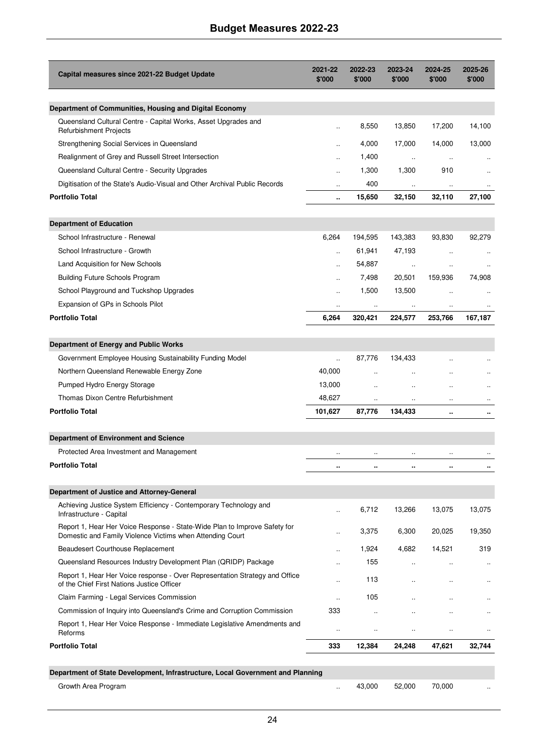| Capital measures since 2021-22 Budget Update | 2021-22 $'000 | 2022-23 $'000 | 2023-24 $'000 | 2024-25 $'000 | 2025-26 $'000 |
|---|---|---|---|---|---|
| **Department of Communities, Housing and Digital Economy** | | | | | |
| Queensland Cultural Centre - Capital Works, Asset Upgrades and Refurbishment Projects | .. | 8,550 | 13,850 | 17,200 | 14,100 |
| Strengthening Social Services in Queensland | .. | 4,000 | 17,000 | 14,000 | 13,000 |
| Realignment of Grey and Russell Street Intersection | .. | 1,400 | .. | .. | .. |
| Queensland Cultural Centre - Security Upgrades | .. | 1,300 | 1,300 | 910 | .. |
| Digitisation of the State's Audio-Visual and Other Archival Public Records | .. | 400 | .. | .. | .. |
| **Portfolio Total** | **..** | **15,650** | **32,150** | **32,110** | **27,100** |
| **Department of Education** | | | | | |
| School Infrastructure - Renewal | 6,264 | 194,595 | 143,383 | 93,830 | 92,279 |
| School Infrastructure - Growth | .. | 61,941 | 47,193 | .. | .. |
| Land Acquisition for New Schools | .. | 54,887 | .. | .. | .. |
| Building Future Schools Program | .. | 7,498 | 20,501 | 159,936 | 74,908 |
| School Playground and Tuckshop Upgrades | .. | 1,500 | 13,500 | .. | .. |
| Expansion of GPs in Schools Pilot | .. | .. | .. | .. | .. |
| **Portfolio Total** | **6,264** | **320,421** | **224,577** | **253,766** | **167,187** |
| **Department of Energy and Public Works** | | | | | |
| Government Employee Housing Sustainability Funding Model | .. | 87,776 | 134,433 | .. | .. |
| Northern Queensland Renewable Energy Zone | 40,000 | .. | .. | .. | .. |
| Pumped Hydro Energy Storage | 13,000 | .. | .. | .. | .. |
| Thomas Dixon Centre Refurbishment | 48,627 | .. | .. | .. | .. |
| **Portfolio Total** | **101,627** | **87,776** | **134,433** | **..** | **..** |
| **Department of Environment and Science** | | | | | |
| Protected Area Investment and Management | .. | .. | .. | .. | .. |
| **Portfolio Total** | **..** | **..** | **..** | **..** | **..** |
| **Department of Justice and Attorney-General** | | | | | |
| Achieving Justice System Efficiency - Contemporary Technology and Infrastructure - Capital | .. | 6,712 | 13,266 | 13,075 | 13,075 |
| Report 1, Hear Her Voice Response - State-Wide Plan to Improve Safety for Domestic and Family Violence Victims when Attending Court | .. | 3,375 | 6,300 | 20,025 | 19,350 |
| Beaudesert Courthouse Replacement | .. | 1,924 | 4,682 | 14,521 | 319 |
| Queensland Resources Industry Development Plan (QRIDP) Package | .. | 155 | .. | .. | .. |
| Report 1, Hear Her Voice response - Over Representation Strategy and Office of the Chief First Nations Justice Officer | .. | 113 | .. | .. | .. |
| Claim Farming - Legal Services Commission | .. | 105 | .. | .. | .. |
| Commission of Inquiry into Queensland's Crime and Corruption Commission | 333 | .. | .. | .. | .. |
| Report 1, Hear Her Voice Response - Immediate Legislative Amendments and Reforms | .. | .. | .. | .. | .. |
| **Portfolio Total** | **333** | **12,384** | **24,248** | **47,621** | **32,744** |
| **Department of State Development, Infrastructure, Local Government and Planning** | | | | | |
| Growth Area Program | .. | 43,000 | 52,000 | 70,000 | .. |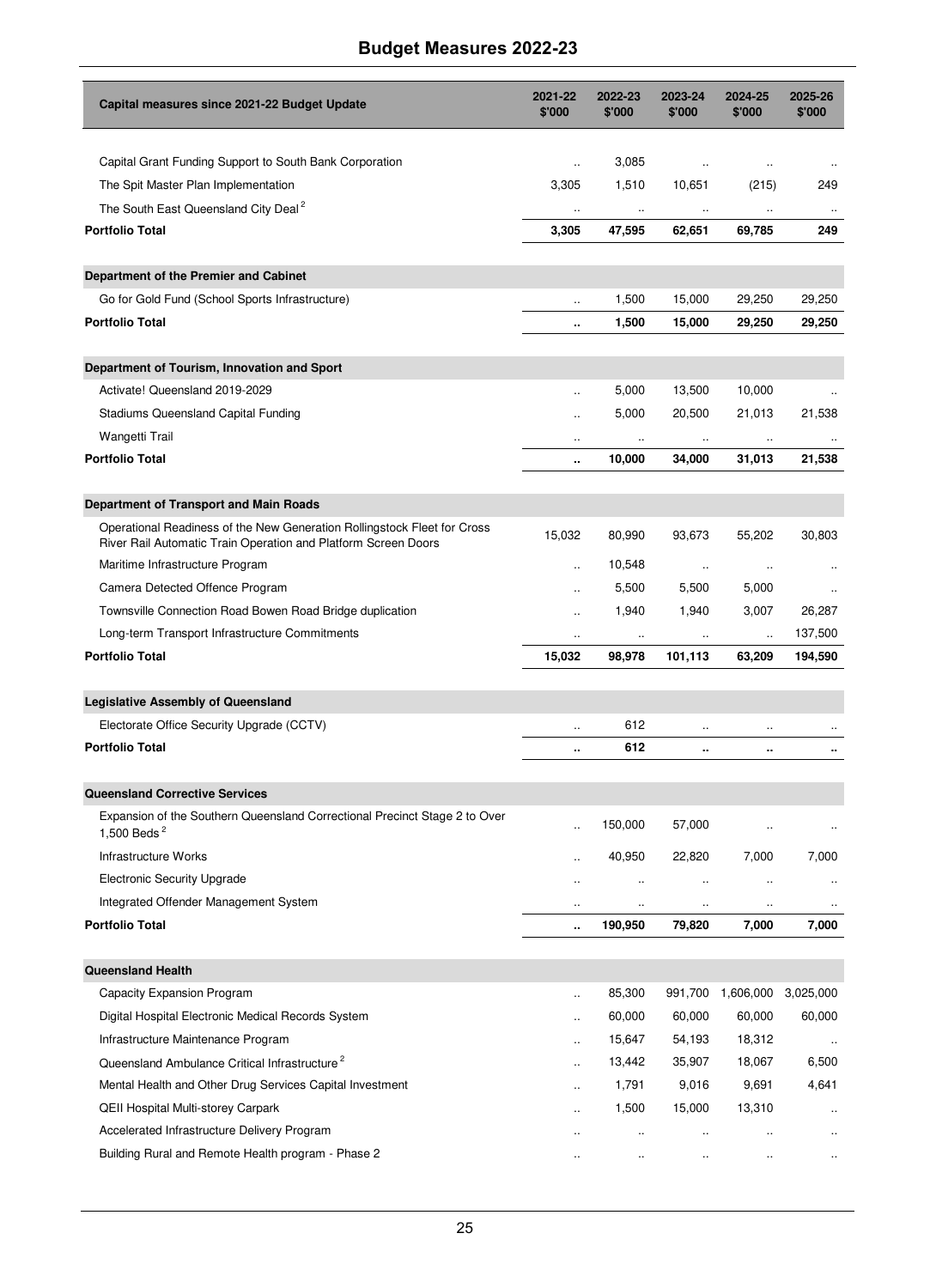| Capital measures since 2021-22 Budget Update | 2021-22 $'000 | 2022-23 $'000 | 2023-24 $'000 | 2024-25 $'000 | 2025-26 $'000 |
|---|---|---|---|---|---|
| Capital Grant Funding Support to South Bank Corporation | .. | 3,085 | .. | .. | .. |
| The Spit Master Plan Implementation | 3,305 | 1,510 | 10,651 | (215) | 249 |
| The South East Queensland City Deal [2] | .. | .. | .. | .. | .. |
| **Portfolio Total** | **3,305** | **47,595** | **62,651** | **69,785** | **249** |
| **Department of the Premier and Cabinet** | | | | | |
| Go for Gold Fund (School Sports Infrastructure) | .. | 1,500 | 15,000 | 29,250 | 29,250 |
| **Portfolio Total** | **..** | **1,500** | **15,000** | **29,250** | **29,250** |
| **Department of Tourism, Innovation and Sport** | | | | | |
| Activate! Queensland 2019-2029 | .. | 5,000 | 13,500 | 10,000 | .. |
| Stadiums Queensland Capital Funding | .. | 5,000 | 20,500 | 21,013 | 21,538 |
| Wangetti Trail | .. | .. | .. | .. | .. |
| **Portfolio Total** | **..** | **10,000** | **34,000** | **31,013** | **21,538** |
| **Department of Transport and Main Roads** | | | | | |
| Operational Readiness of the New Generation Rollingstock Fleet for Cross River Rail Automatic Train Operation and Platform Screen Doors | 15,032 | 80,990 | 93,673 | 55,202 | 30,803 |
| Maritime Infrastructure Program | .. | 10,548 | .. | .. | .. |
| Camera Detected Offence Program | .. | 5,500 | 5,500 | 5,000 | .. |
| Townsville Connection Road Bowen Road Bridge duplication | .. | 1,940 | 1,940 | 3,007 | 26,287 |
| Long-term Transport Infrastructure Commitments | .. | .. | .. | .. | 137,500 |
| **Portfolio Total** | **15,032** | **98,978** | **101,113** | **63,209** | **194,590** |
| **Legislative Assembly of Queensland** | | | | | |
| Electorate Office Security Upgrade (CCTV) | .. | 612 | .. | .. | .. |
| **Portfolio Total** | **..** | **612** | **..** | **..** | **..** |
| **Queensland Corrective Services** | | | | | |
| Expansion of the Southern Queensland Correctional Precinct Stage 2 to Over 1,500 Beds [2] | .. | 150,000 | 57,000 | .. | .. |
| Infrastructure Works | .. | 40,950 | 22,820 | 7,000 | 7,000 |
| Electronic Security Upgrade | .. | .. | .. | .. | .. |
| Integrated Offender Management System | .. | .. | .. | .. | .. |
| **Portfolio Total** | **..** | **190,950** | **79,820** | **7,000** | **7,000** |
| **Queensland Health** | | | | | |
| Capacity Expansion Program | .. | 85,300 | 991,700 | 1,606,000 | 3,025,000 |
| Digital Hospital Electronic Medical Records System | .. | 60,000 | 60,000 | 60,000 | 60,000 |
| Infrastructure Maintenance Program | .. | 15,647 | 54,193 | 18,312 | .. |
| Queensland Ambulance Critical Infrastructure [2] | .. | 13,442 | 35,907 | 18,067 | 6,500 |
| Mental Health and Other Drug Services Capital Investment | .. | 1,791 | 9,016 | 9,691 | 4,641 |
| QEII Hospital Multi-storey Carpark | .. | 1,500 | 15,000 | 13,310 | .. |
| Accelerated Infrastructure Delivery Program | .. | .. | .. | .. | .. |
| Building Rural and Remote Health program - Phase 2 | .. | .. | .. | .. | .. |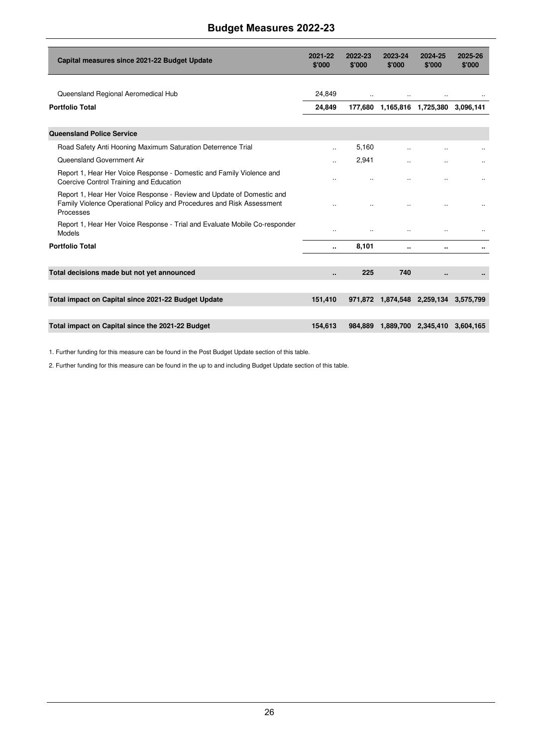| Capital measures since 2021-22 Budget Update | 2021-22 $'000 | 2022-23 $'000 | 2023-24 $'000 | 2024-25 $'000 | 2025-26 $'000 |
|---|---|---|---|---|---|
| Queensland Regional Aeromedical Hub | 24,849 | .. | .. | .. | .. |
| **Portfolio Total** | **24,849** | **177,680** | **1,165,816** | **1,725,380** | **3,096,141** |
| **Queensland Police Service** | | | | | |
| Road Safety Anti Hooning Maximum Saturation Deterrence Trial | .. | 5,160 | .. | .. | .. |
| Queensland Government Air | .. | 2,941 | .. | .. | .. |
| Report 1, Hear Her Voice Response - Domestic and Family Violence and Coercive Control Training and Education | .. | .. | .. | .. | .. |
| Report 1, Hear Her Voice Response - Review and Update of Domestic and Family Violence Operational Policy and Procedures and Risk Assessment Processes | .. | .. | .. | .. | .. |
| Report 1, Hear Her Voice Response - Trial and Evaluate Mobile Co-responder Models | .. | .. | .. | .. | .. |
| **Portfolio Total** | **..** | **8,101** | **..** | **..** | **..** |
| **Total decisions made but not yet announced** | **..** | **225** | **740** | **..** | **..** |
| **Total impact on Capital since 2021-22 Budget Update** | **151,410** | **971,872** | **1,874,548** | **2,259,134** | **3,575,799** |
| **Total impact on Capital since the 2021-22 Budget** | **154,613** | **984,889** | **1,889,700** | **2,345,410** | **3,604,165** |

1. Further funding for this measure can be found in the Post Budget Update section of this table.

2. Further funding for this measure can be found in the up to and including Budget Update section of this table.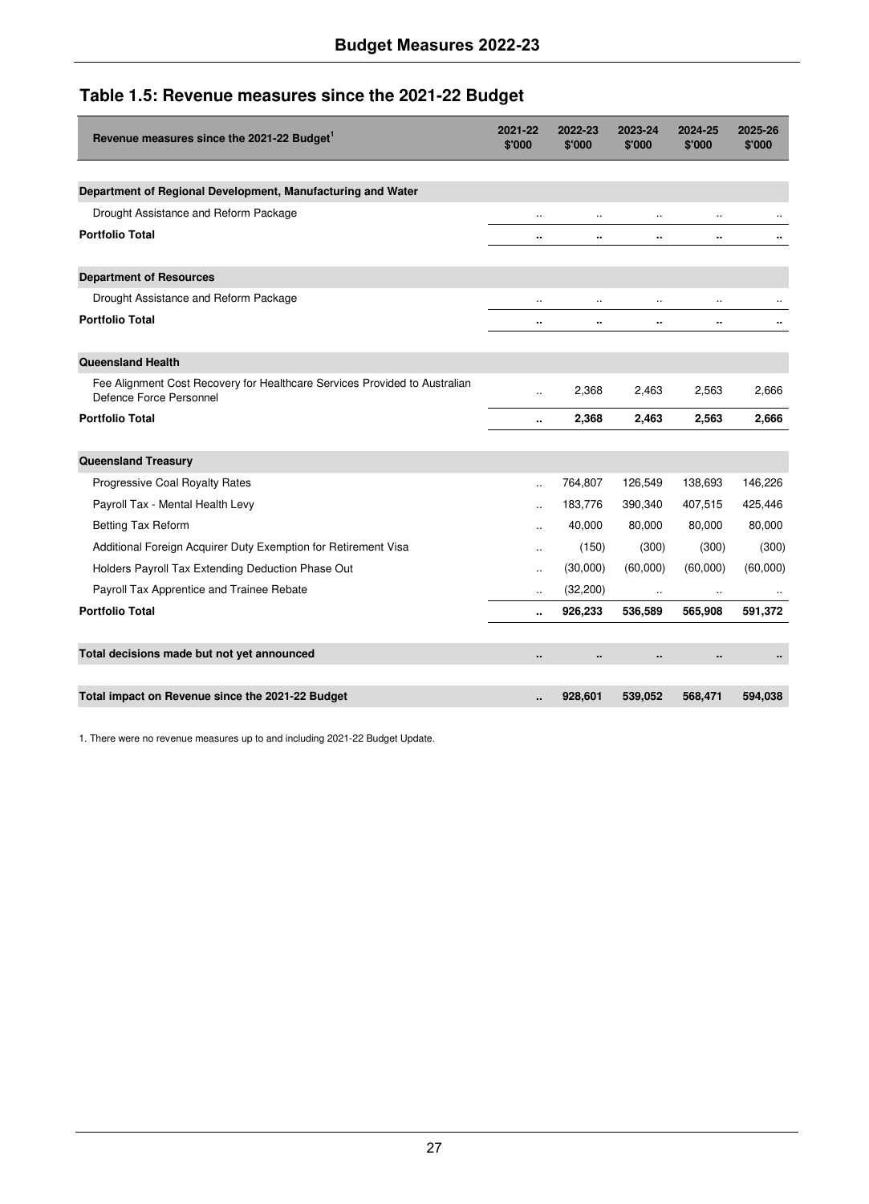## Table 1.5: Revenue measures since the 2021-22 Budget

| Revenue measures since the 2021-22 Budget[1] | 2021-22 $'000 | 2022-23 $'000 | 2023-24 $'000 | 2024-25 $'000 | 2025-26 $'000 |
|---|---|---|---|---|---|
| **Department of Regional Development, Manufacturing and Water** | | | | | |
| Drought Assistance and Reform Package | .. | .. | .. | .. | .. |
| **Portfolio Total** | **..** | **..** | **..** | **..** | **..** |
| **Department of Resources** | | | | | |
| Drought Assistance and Reform Package | .. | .. | .. | .. | .. |
| **Portfolio Total** | **..** | **..** | **..** | **..** | **..** |
| **Queensland Health** | | | | | |
| Fee Alignment Cost Recovery for Healthcare Services Provided to Australian Defence Force Personnel | .. | 2,368 | 2,463 | 2,563 | 2,666 |
| **Portfolio Total** | **..** | **2,368** | **2,463** | **2,563** | **2,666** |
| **Queensland Treasury** | | | | | |
| Progressive Coal Royalty Rates | .. | 764,807 | 126,549 | 138,693 | 146,226 |
| Payroll Tax - Mental Health Levy | .. | 183,776 | 390,340 | 407,515 | 425,446 |
| Betting Tax Reform | .. | 40,000 | 80,000 | 80,000 | 80,000 |
| Additional Foreign Acquirer Duty Exemption for Retirement Visa | .. | (150) | (300) | (300) | (300) |
| Holders Payroll Tax Extending Deduction Phase Out | .. | (30,000) | (60,000) | (60,000) | (60,000) |
| Payroll Tax Apprentice and Trainee Rebate | .. | (32,200) | .. | .. | .. |
| **Portfolio Total** | **..** | **926,233** | **536,589** | **565,908** | **591,372** |
| **Total decisions made but not yet announced** | **..** | **..** | **..** | **..** | **..** |
| **Total impact on Revenue since the 2021-22 Budget** | **..** | **928,601** | **539,052** | **568,471** | **594,038** |

1. There were no revenue measures up to and including 2021-22 Budget Update.